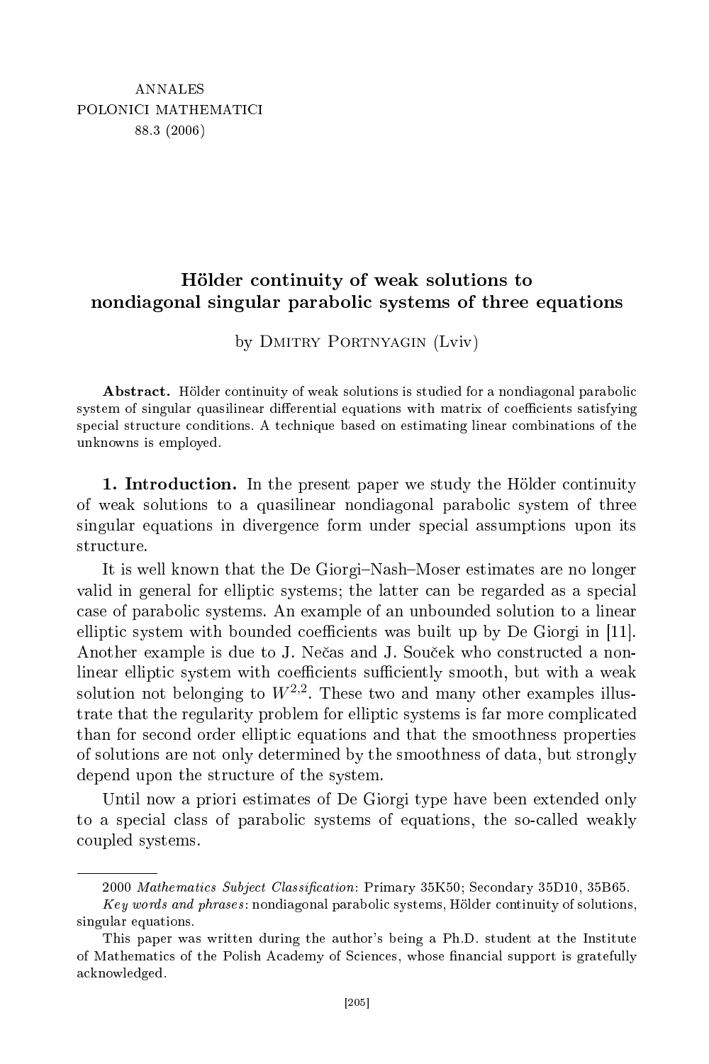ANNALES
POLONICI MATHEMATICI
88.3 (2006)

# Hölder continuity of weak solutions to nondiagonal singular parabolic systems of three equations

by Dmitry Portnyagin (Lviv)

**Abstract.** Hölder continuity of weak solutions is studied for a nondiagonal parabolic system of singular quasilinear differential equations with matrix of coefficients satisfying special structure conditions. A technique based on estimating linear combinations of the unknowns is employed.

**1. Introduction.** In the present paper we study the Hölder continuity of weak solutions to a quasilinear nondiagonal parabolic system of three singular equations in divergence form under special assumptions upon its structure.

It is well known that the De Giorgi–Nash–Moser estimates are no longer valid in general for elliptic systems; the latter can be regarded as a special case of parabolic systems. An example of an unbounded solution to a linear elliptic system with bounded coefficients was built up by De Giorgi in [11]. Another example is due to J. Nečas and J. Souček who constructed a nonlinear elliptic system with coefficients sufficiently smooth, but with a weak solution not belonging to $W^{2,2}$. These two and many other examples illustrate that the regularity problem for elliptic systems is far more complicated than for second order elliptic equations and that the smoothness properties of solutions are not only determined by the smoothness of data, but strongly depend upon the structure of the system.

Until now a priori estimates of De Giorgi type have been extended only to a special class of parabolic systems of equations, the so-called weakly coupled systems.

---

2000 *Mathematics Subject Classification*: Primary 35K50; Secondary 35D10, 35B65.

*Key words and phrases*: nondiagonal parabolic systems, Hölder continuity of solutions, singular equations.

This paper was written during the author's being a Ph.D. student at the Institute of Mathematics of the Polish Academy of Sciences, whose financial support is gratefully acknowledged.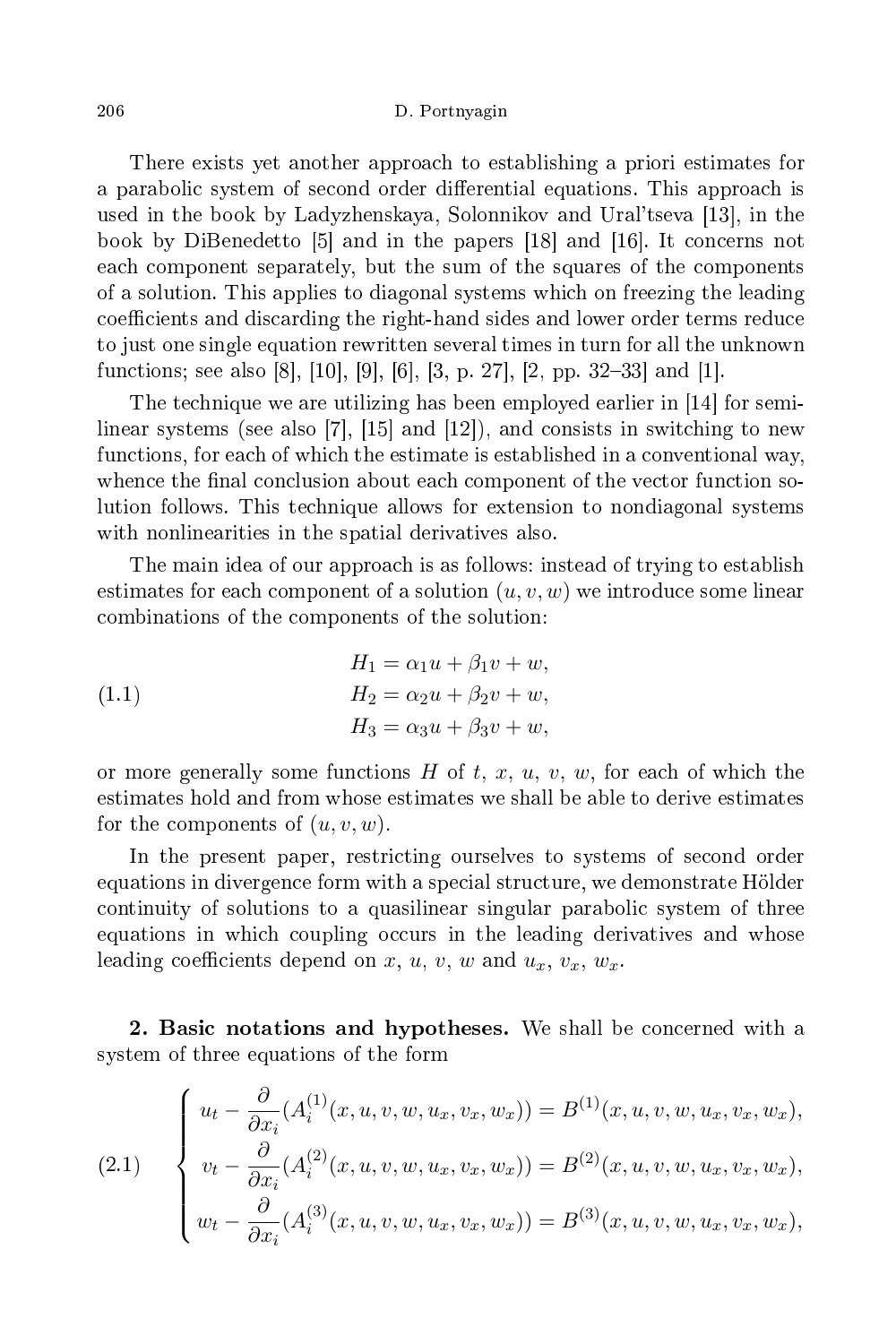There exists yet another approach to establishing a priori estimates for a parabolic system of second order differential equations. This approach is used in the book by Ladyzhenskaya, Solonnikov and Ural'tseva [13], in the book by DiBenedetto [5] and in the papers [18] and [16]. It concerns not each component separately, but the sum of the squares of the components of a solution. This applies to diagonal systems which on freezing the leading coefficients and discarding the right-hand sides and lower order terms reduce to just one single equation rewritten several times in turn for all the unknown functions; see also [8], [10], [9], [6], [3, p. 27], [2, pp. 32–33] and [1].

The technique we are utilizing has been employed earlier in [14] for semilinear systems (see also [7], [15] and [12]), and consists in switching to new functions, for each of which the estimate is established in a conventional way, whence the final conclusion about each component of the vector function solution follows. This technique allows for extension to nondiagonal systems with nonlinearities in the spatial derivatives also.

The main idea of our approach is as follows: instead of trying to establish estimates for each component of a solution $(u, v, w)$ we introduce some linear combinations of the components of the solution:

$$
\begin{aligned}
H_1 &= \alpha_1 u + \beta_1 v + w, \\
H_2 &= \alpha_2 u + \beta_2 v + w, \\
H_3 &= \alpha_3 u + \beta_3 v + w,
\end{aligned}
\tag{1.1}
$$

or more generally some functions $H$ of $t$, $x$, $u$, $v$, $w$, for each of which the estimates hold and from whose estimates we shall be able to derive estimates for the components of $(u, v, w)$.

In the present paper, restricting ourselves to systems of second order equations in divergence form with a special structure, we demonstrate Hölder continuity of solutions to a quasilinear singular parabolic system of three equations in which coupling occurs in the leading derivatives and whose leading coefficients depend on $x$, $u$, $v$, $w$ and $u_x$, $v_x$, $w_x$.

**2. Basic notations and hypotheses.** We shall be concerned with a system of three equations of the form

$$
\left\{
\begin{aligned}
u_t - \frac{\partial}{\partial x_i}(A_i^{(1)}(x, u, v, w, u_x, v_x, w_x)) &= B^{(1)}(x, u, v, w, u_x, v_x, w_x), \\
v_t - \frac{\partial}{\partial x_i}(A_i^{(2)}(x, u, v, w, u_x, v_x, w_x)) &= B^{(2)}(x, u, v, w, u_x, v_x, w_x), \\
w_t - \frac{\partial}{\partial x_i}(A_i^{(3)}(x, u, v, w, u_x, v_x, w_x)) &= B^{(3)}(x, u, v, w, u_x, v_x, w_x),
\end{aligned}
\right.
\tag{2.1}
$$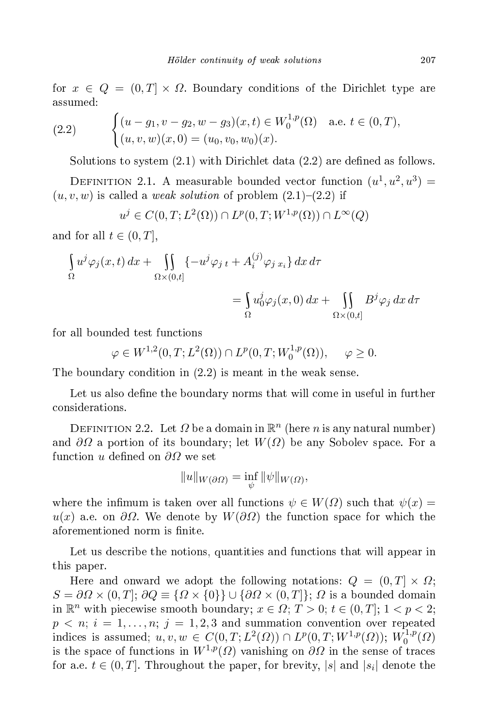for $x \in Q = (0,T] \times \Omega$. Boundary conditions of the Dirichlet type are assumed:

$$
\begin{cases} (u - g_1, v - g_2, w - g_3)(x,t) \in W_0^{1,p}(\Omega) \quad \text{a.e. } t \in (0,T), \\ (u,v,w)(x,0) = (u_0, v_0, w_0)(x). \end{cases} \tag{2.2}
$$

Solutions to system (2.1) with Dirichlet data (2.2) are defined as follows.

Definition 2.1. A measurable bounded vector function $(u^1, u^2, u^3) = (u,v,w)$ is called a *weak solution* of problem (2.1)–(2.2) if

$$
u^j \in C(0,T; L^2(\Omega)) \cap L^p(0,T; W^{1,p}(\Omega)) \cap L^\infty(Q)
$$

and for all $t \in (0,T]$,

$$
\int_\Omega u^j \varphi_j(x,t)\,dx + \iint_{\Omega \times (0,t]} \{-u^j \varphi_{j\,t} + A_i^{(j)} \varphi_{j\,x_i}\}\,dx\,d\tau = \int_\Omega u_0^j \varphi_j(x,0)\,dx + \iint_{\Omega \times (0,t]} B^j \varphi_j\,dx\,d\tau
$$

for all bounded test functions

$$
\varphi \in W^{1,2}(0,T; L^2(\Omega)) \cap L^p(0,T; W_0^{1,p}(\Omega)), \quad \varphi \geq 0.
$$

The boundary condition in (2.2) is meant in the weak sense.

Let us also define the boundary norms that will come in useful in further considerations.

Definition 2.2. Let $\Omega$ be a domain in $\mathbb{R}^n$ (here $n$ is any natural number) and $\partial\Omega$ a portion of its boundary; let $W(\Omega)$ be any Sobolev space. For a function $u$ defined on $\partial\Omega$ we set

$$
\|u\|_{W(\partial\Omega)} = \inf_\psi \|\psi\|_{W(\Omega)},
$$

where the infimum is taken over all functions $\psi \in W(\Omega)$ such that $\psi(x) = u(x)$ a.e. on $\partial\Omega$. We denote by $W(\partial\Omega)$ the function space for which the aforementioned norm is finite.

Let us describe the notions, quantities and functions that will appear in this paper.

Here and onward we adopt the following notations: $Q = (0,T] \times \Omega$; $S = \partial\Omega \times (0,T]$; $\partial Q \equiv \{\Omega \times \{0\}\} \cup \{\partial\Omega \times (0,T]\}$; $\Omega$ is a bounded domain in $\mathbb{R}^n$ with piecewise smooth boundary; $x \in \Omega$; $T > 0$; $t \in (0,T]$; $1 < p < 2$; $p < n$; $i = 1, \ldots, n$; $j = 1,2,3$ and summation convention over repeated indices is assumed; $u, v, w \in C(0,T; L^2(\Omega)) \cap L^p(0,T; W^{1,p}(\Omega))$; $W_0^{1,p}(\Omega)$ is the space of functions in $W^{1,p}(\Omega)$ vanishing on $\partial\Omega$ in the sense of traces for a.e. $t \in (0,T]$. Throughout the paper, for brevity, $|s|$ and $|s_i|$ denote the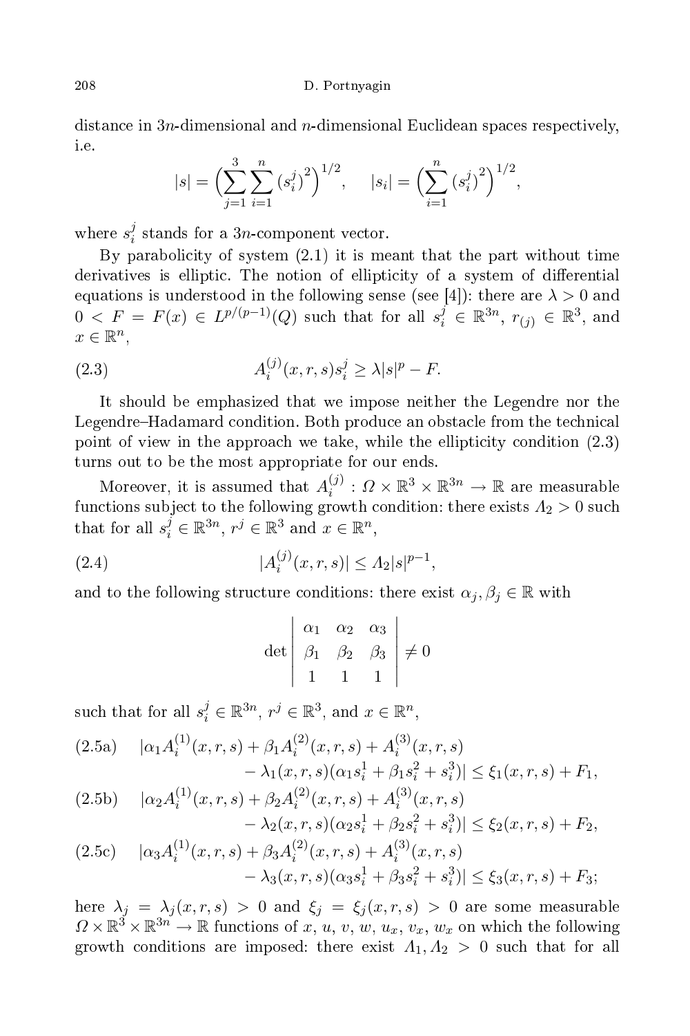distance in $3n$-dimensional and $n$-dimensional Euclidean spaces respectively, i.e.

$$|s| = \Big(\sum_{j=1}^{3}\sum_{i=1}^{n} \big(s_i^j\big)^2\Big)^{1/2}, \qquad |s_i| = \Big(\sum_{i=1}^{n} \big(s_i^j\big)^2\Big)^{1/2},$$

where $s_i^j$ stands for a $3n$-component vector.

By parabolicity of system (2.1) it is meant that the part without time derivatives is elliptic. The notion of ellipticity of a system of differential equations is understood in the following sense (see [4]): there are $\lambda > 0$ and $0 < F = F(x) \in L^{p/(p-1)}(Q)$ such that for all $s_i^j \in \mathbb{R}^{3n}$, $r_{(j)} \in \mathbb{R}^3$, and $x \in \mathbb{R}^n$,

$$A_i^{(j)}(x,r,s)s_i^j \geq \lambda |s|^p - F. \tag{2.3}$$

It should be emphasized that we impose neither the Legendre nor the Legendre–Hadamard condition. Both produce an obstacle from the technical point of view in the approach we take, while the ellipticity condition (2.3) turns out to be the most appropriate for our ends.

Moreover, it is assumed that $A_i^{(j)} : \Omega \times \mathbb{R}^3 \times \mathbb{R}^{3n} \to \mathbb{R}$ are measurable functions subject to the following growth condition: there exists $\Lambda_2 > 0$ such that for all $s_i^j \in \mathbb{R}^{3n}$, $r^j \in \mathbb{R}^3$ and $x \in \mathbb{R}^n$,

$$|A_i^{(j)}(x,r,s)| \leq \Lambda_2 |s|^{p-1}, \tag{2.4}$$

and to the following structure conditions: there exist $\alpha_j, \beta_j \in \mathbb{R}$ with

$$\det \begin{vmatrix} \alpha_1 & \alpha_2 & \alpha_3 \\ \beta_1 & \beta_2 & \beta_3 \\ 1 & 1 & 1 \end{vmatrix} \neq 0$$

such that for all $s_i^j \in \mathbb{R}^{3n}$, $r^j \in \mathbb{R}^3$, and $x \in \mathbb{R}^n$,

$$\begin{aligned} &|\alpha_1 A_i^{(1)}(x,r,s) + \beta_1 A_i^{(2)}(x,r,s) + A_i^{(3)}(x,r,s) \\ &\qquad - \lambda_1(x,r,s)(\alpha_1 s_i^1 + \beta_1 s_i^2 + s_i^3)| \leq \xi_1(x,r,s) + F_1, \end{aligned} \tag{2.5a}$$

$$\begin{aligned} &|\alpha_2 A_i^{(1)}(x,r,s) + \beta_2 A_i^{(2)}(x,r,s) + A_i^{(3)}(x,r,s) \\ &\qquad - \lambda_2(x,r,s)(\alpha_2 s_i^1 + \beta_2 s_i^2 + s_i^3)| \leq \xi_2(x,r,s) + F_2, \end{aligned} \tag{2.5b}$$

$$\begin{aligned} &|\alpha_3 A_i^{(1)}(x,r,s) + \beta_3 A_i^{(2)}(x,r,s) + A_i^{(3)}(x,r,s) \\ &\qquad - \lambda_3(x,r,s)(\alpha_3 s_i^1 + \beta_3 s_i^2 + s_i^3)| \leq \xi_3(x,r,s) + F_3; \end{aligned} \tag{2.5c}$$

here $\lambda_j = \lambda_j(x,r,s) > 0$ and $\xi_j = \xi_j(x,r,s) > 0$ are some measurable $\Omega \times \mathbb{R}^3 \times \mathbb{R}^{3n} \to \mathbb{R}$ functions of $x$, $u$, $v$, $w$, $u_x$, $v_x$, $w_x$ on which the following growth conditions are imposed: there exist $\Lambda_1, \Lambda_2 > 0$ such that for all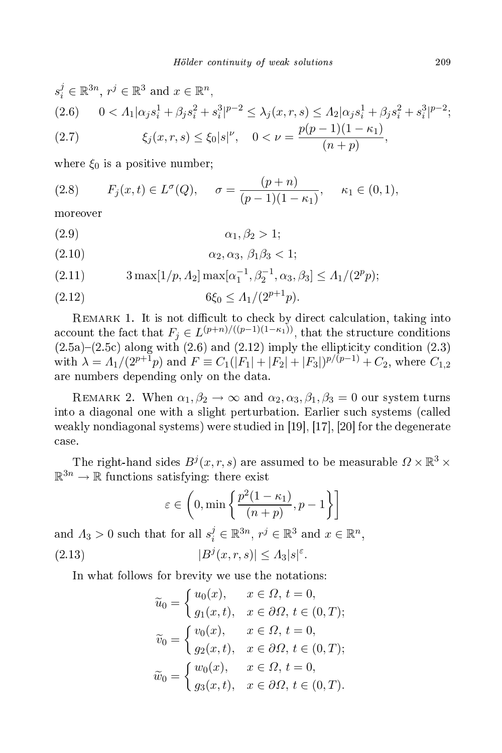$s_i^j \in \mathbb{R}^{3n}$, $r^j \in \mathbb{R}^3$ and $x \in \mathbb{R}^n$,

$$0 < \Lambda_1 |\alpha_j s_i^1 + \beta_j s_i^2 + s_i^3|^{p-2} \le \lambda_j(x,r,s) \le \Lambda_2 |\alpha_j s_i^1 + \beta_j s_i^2 + s_i^3|^{p-2}; \tag{2.6}$$

$$\xi_j(x,r,s) \le \xi_0 |s|^{\nu}, \quad 0 < \nu = \frac{p(p-1)(1-\kappa_1)}{(n+p)}, \tag{2.7}$$

where $\xi_0$ is a positive number;

$$F_j(x,t) \in L^{\sigma}(Q), \quad \sigma = \frac{(p+n)}{(p-1)(1-\kappa_1)}, \quad \kappa_1 \in (0,1), \tag{2.8}$$

moreover

$$\alpha_1, \beta_2 > 1; \tag{2.9}$$

$$\alpha_2, \alpha_3, \beta_1 \beta_3 < 1; \tag{2.10}$$

$$3 \max[1/p, \Lambda_2] \max[\alpha_1^{-1}, \beta_2^{-1}, \alpha_3, \beta_3] \le \Lambda_1/(2^p p); \tag{2.11}$$

$$6\xi_0 \le \Lambda_1/(2^{p+1}p). \tag{2.12}$$

Remark 1. It is not difficult to check by direct calculation, taking into account the fact that $F_j \in L^{(p+n)/((p-1)(1-\kappa_1))}$, that the structure conditions (2.5a)–(2.5c) along with (2.6) and (2.12) imply the ellipticity condition (2.3) with $\lambda = \Lambda_1/(2^{p+1}p)$ and $F \equiv C_1(|F_1| + |F_2| + |F_3|)^{p/(p-1)} + C_2$, where $C_{1,2}$ are numbers depending only on the data.

Remark 2. When $\alpha_1, \beta_2 \to \infty$ and $\alpha_2, \alpha_3, \beta_1, \beta_3 = 0$ our system turns into a diagonal one with a slight perturbation. Earlier such systems (called weakly nondiagonal systems) were studied in [19], [17], [20] for the degenerate case.

The right-hand sides $B^j(x,r,s)$ are assumed to be measurable $\Omega \times \mathbb{R}^3 \times \mathbb{R}^{3n} \to \mathbb{R}$ functions satisfying: there exist

$$\varepsilon \in \left(0, \min\left\{\frac{p^2(1-\kappa_1)}{(n+p)}, p-1\right\}\right]$$

and $\Lambda_3 > 0$ such that for all $s_i^j \in \mathbb{R}^{3n}$, $r^j \in \mathbb{R}^3$ and $x \in \mathbb{R}^n$,

$$|B^j(x,r,s)| \le \Lambda_3 |s|^{\varepsilon}. \tag{2.13}$$

In what follows for brevity we use the notations:

$$\widetilde{u}_0 = \begin{cases} u_0(x), & x \in \Omega,\ t = 0, \\ g_1(x,t), & x \in \partial\Omega,\ t \in (0,T); \end{cases}$$

$$\widetilde{v}_0 = \begin{cases} v_0(x), & x \in \Omega,\ t = 0, \\ g_2(x,t), & x \in \partial\Omega,\ t \in (0,T); \end{cases}$$

$$\widetilde{w}_0 = \begin{cases} w_0(x), & x \in \Omega,\ t = 0, \\ g_3(x,t), & x \in \partial\Omega,\ t \in (0,T). \end{cases}$$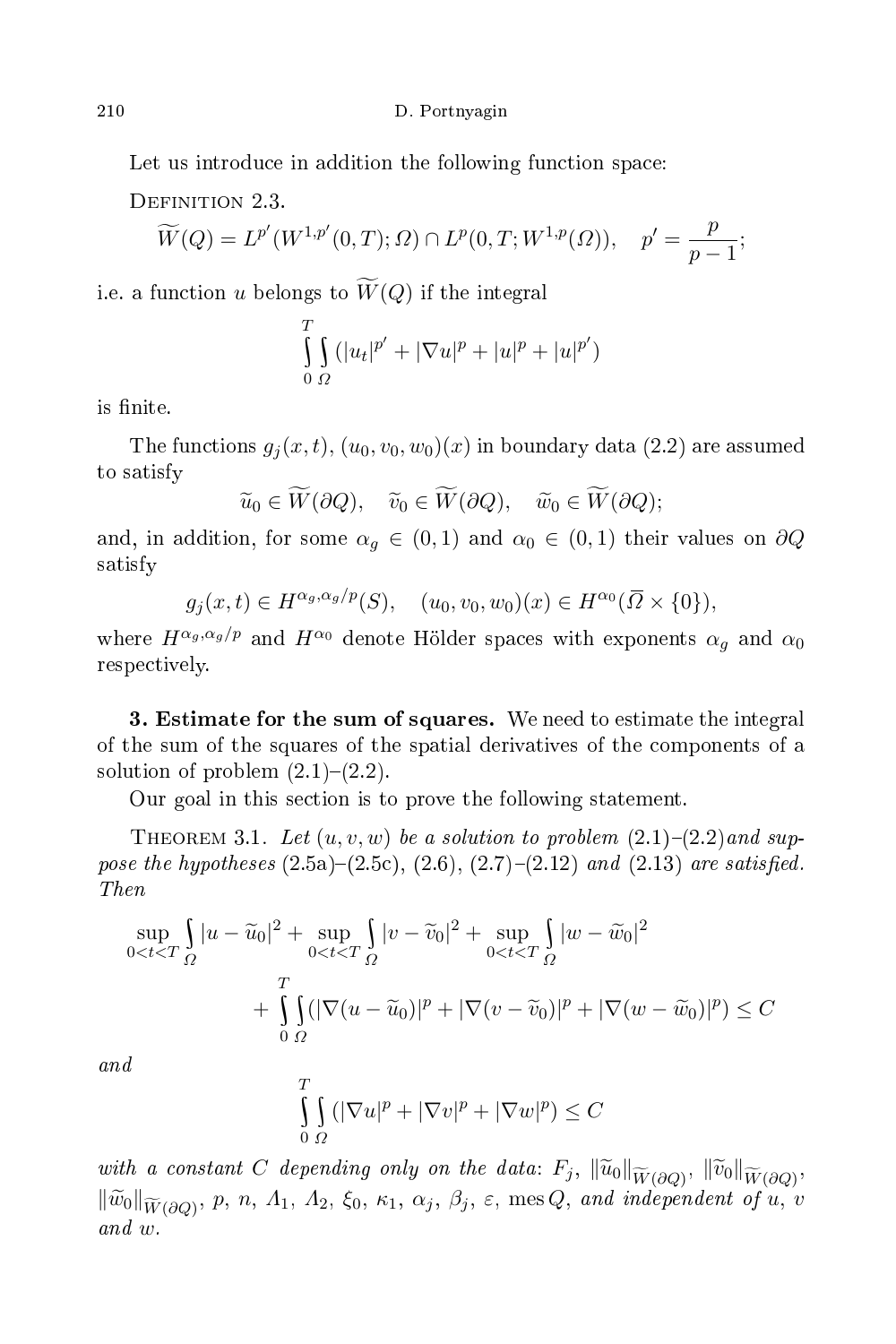Let us introduce in addition the following function space:

Definition 2.3.

$$\widetilde{W}(Q) = L^{p'}(W^{1,p'}(0,T);\Omega) \cap L^p(0,T;W^{1,p}(\Omega)), \quad p' = \frac{p}{p-1};$$

i.e. a function $u$ belongs to $\widetilde{W}(Q)$ if the integral

$$\int_0^T \int_\Omega (|u_t|^{p'} + |\nabla u|^p + |u|^p + |u|^{p'})$$

is finite.

The functions $g_j(x,t)$, $(u_0, v_0, w_0)(x)$ in boundary data (2.2) are assumed to satisfy

$$\widetilde{u}_0 \in \widetilde{W}(\partial Q), \quad \widetilde{v}_0 \in \widetilde{W}(\partial Q), \quad \widetilde{w}_0 \in \widetilde{W}(\partial Q);$$

and, in addition, for some $\alpha_g \in (0,1)$ and $\alpha_0 \in (0,1)$ their values on $\partial Q$ satisfy

$$g_j(x,t) \in H^{\alpha_g, \alpha_g/p}(S), \quad (u_0, v_0, w_0)(x) \in H^{\alpha_0}(\overline{\Omega} \times \{0\}),$$

where $H^{\alpha_g,\alpha_g/p}$ and $H^{\alpha_0}$ denote Hölder spaces with exponents $\alpha_g$ and $\alpha_0$ respectively.

## 3. Estimate for the sum of squares.

We need to estimate the integral of the sum of the squares of the spatial derivatives of the components of a solution of problem (2.1)–(2.2).

Our goal in this section is to prove the following statement.

Theorem 3.1. *Let $(u,v,w)$ be a solution to problem* (2.1)–(2.2)*and suppose the hypotheses* (2.5a)–(2.5c), (2.6), (2.7)–(2.12) *and* (2.13) *are satisfied. Then*

$$\sup_{0<t<T} \int_\Omega |u - \widetilde{u}_0|^2 + \sup_{0<t<T} \int_\Omega |v - \widetilde{v}_0|^2 + \sup_{0<t<T} \int_\Omega |w - \widetilde{w}_0|^2$$
$$+ \int_0^T \int_\Omega (|\nabla(u - \widetilde{u}_0)|^p + |\nabla(v - \widetilde{v}_0)|^p + |\nabla(w - \widetilde{w}_0)|^p) \le C$$

*and*

$$\int_0^T \int_\Omega (|\nabla u|^p + |\nabla v|^p + |\nabla w|^p) \le C$$

*with a constant $C$ depending only on the data*: $F_j$, $\|\widetilde{u}_0\|_{\widetilde{W}(\partial Q)}$, $\|\widetilde{v}_0\|_{\widetilde{W}(\partial Q)}$, $\|\widetilde{w}_0\|_{\widetilde{W}(\partial Q)}$, $p$, $n$, $\Lambda_1$, $\Lambda_2$, $\xi_0$, $\kappa_1$, $\alpha_j$, $\beta_j$, $\varepsilon$, $\operatorname{mes} Q$, *and independent of $u$, $v$ and $w$.*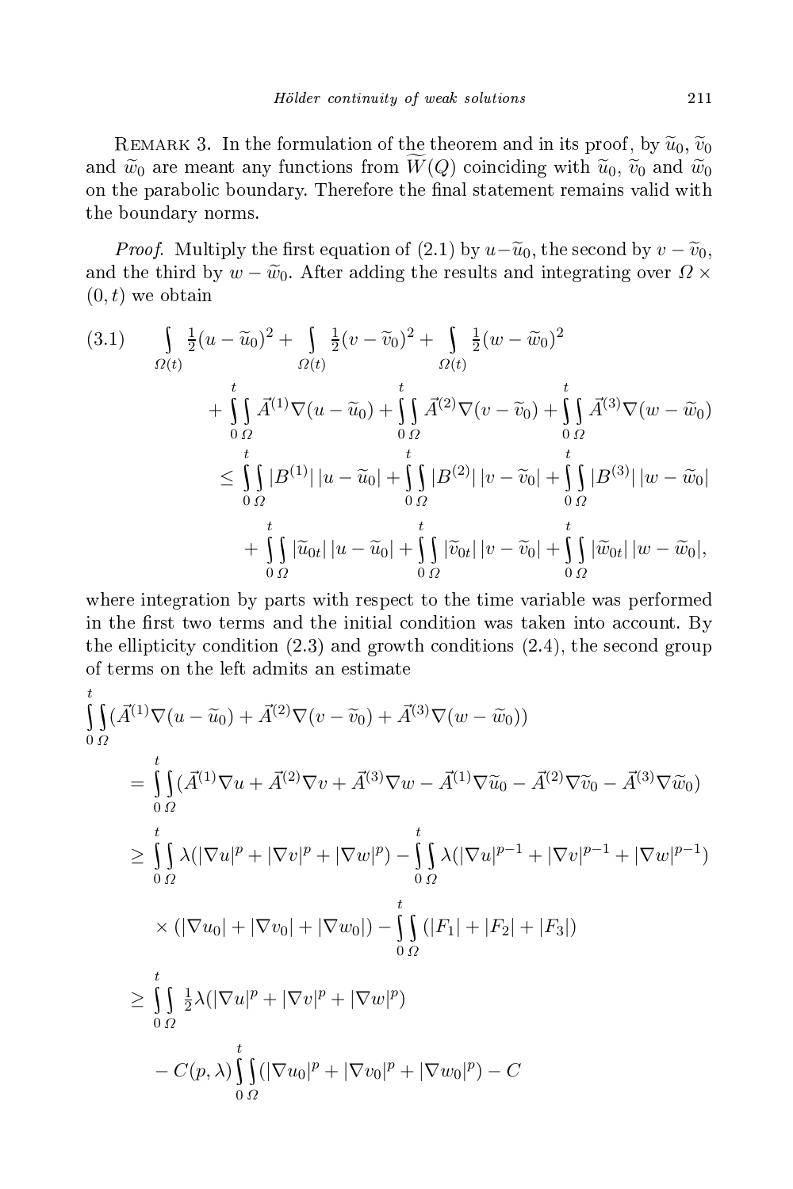REMARK 3. In the formulation of the theorem and in its proof, by $\widetilde{u}_0$, $\widetilde{v}_0$ and $\widetilde{w}_0$ are meant any functions from $\widetilde{W}(Q)$ coinciding with $\widetilde{u}_0$, $\widetilde{v}_0$ and $\widetilde{w}_0$ on the parabolic boundary. Therefore the final statement remains valid with the boundary norms.

*Proof.* Multiply the first equation of (2.1) by $u-\widetilde{u}_0$, the second by $v-\widetilde{v}_0$, and the third by $w-\widetilde{w}_0$. After adding the results and integrating over $\Omega \times (0,t)$ we obtain

$$
\begin{aligned}
(3.1) \qquad & \int\limits_{\Omega(t)} \tfrac{1}{2}(u-\widetilde{u}_0)^2 + \int\limits_{\Omega(t)} \tfrac{1}{2}(v-\widetilde{v}_0)^2 + \int\limits_{\Omega(t)} \tfrac{1}{2}(w-\widetilde{w}_0)^2 \\
& + \int_0^t\int_\Omega \vec{A}^{(1)}\nabla(u-\widetilde{u}_0) + \int_0^t\int_\Omega \vec{A}^{(2)}\nabla(v-\widetilde{v}_0) + \int_0^t\int_\Omega \vec{A}^{(3)}\nabla(w-\widetilde{w}_0) \\
& \le \int_0^t\int_\Omega |B^{(1)}|\,|u-\widetilde{u}_0| + \int_0^t\int_\Omega |B^{(2)}|\,|v-\widetilde{v}_0| + \int_0^t\int_\Omega |B^{(3)}|\,|w-\widetilde{w}_0| \\
& \quad + \int_0^t\int_\Omega |\widetilde{u}_{0t}|\,|u-\widetilde{u}_0| + \int_0^t\int_\Omega |\widetilde{v}_{0t}|\,|v-\widetilde{v}_0| + \int_0^t\int_\Omega |\widetilde{w}_{0t}|\,|w-\widetilde{w}_0|,
\end{aligned}
$$

where integration by parts with respect to the time variable was performed in the first two terms and the initial condition was taken into account. By the ellipticity condition (2.3) and growth conditions (2.4), the second group of terms on the left admits an estimate

$$
\begin{aligned}
& \int_0^t\int_\Omega (\vec{A}^{(1)}\nabla(u-\widetilde{u}_0) + \vec{A}^{(2)}\nabla(v-\widetilde{v}_0) + \vec{A}^{(3)}\nabla(w-\widetilde{w}_0)) \\
& = \int_0^t\int_\Omega (\vec{A}^{(1)}\nabla u + \vec{A}^{(2)}\nabla v + \vec{A}^{(3)}\nabla w - \vec{A}^{(1)}\nabla\widetilde{u}_0 - \vec{A}^{(2)}\nabla\widetilde{v}_0 - \vec{A}^{(3)}\nabla\widetilde{w}_0) \\
& \ge \int_0^t\int_\Omega \lambda(|\nabla u|^p + |\nabla v|^p + |\nabla w|^p) - \int_0^t\int_\Omega \lambda(|\nabla u|^{p-1} + |\nabla v|^{p-1} + |\nabla w|^{p-1}) \\
& \quad \times (|\nabla u_0| + |\nabla v_0| + |\nabla w_0|) - \int_0^t\int_\Omega (|F_1| + |F_2| + |F_3|) \\
& \ge \int_0^t\int_\Omega \tfrac{1}{2}\lambda(|\nabla u|^p + |\nabla v|^p + |\nabla w|^p) \\
& \quad - C(p,\lambda)\int_0^t\int_\Omega (|\nabla u_0|^p + |\nabla v_0|^p + |\nabla w_0|^p) - C
\end{aligned}
$$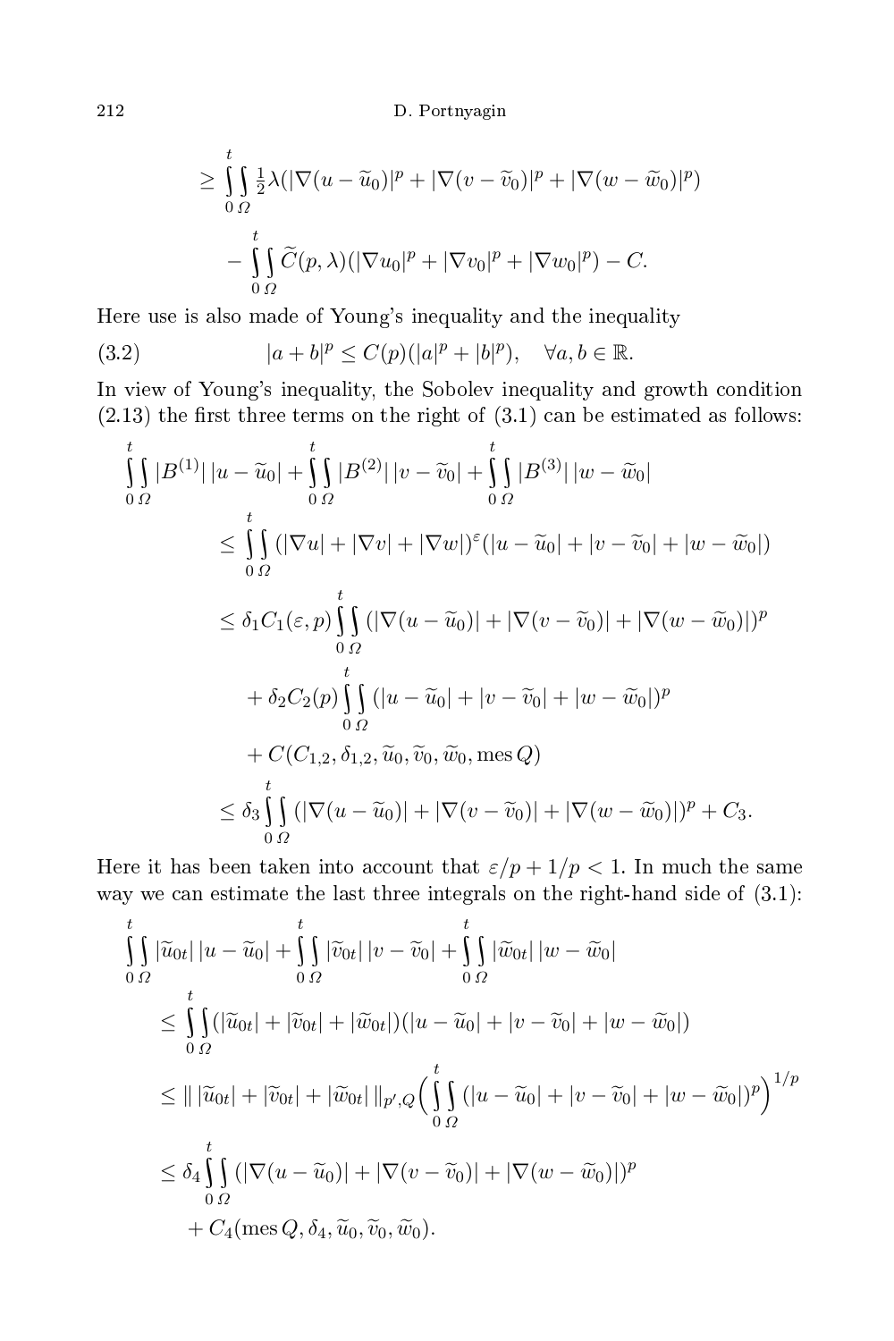$$
\geq \int_0^t\int_\Omega \tfrac{1}{2}\lambda(|\nabla(u-\widetilde{u}_0)|^p + |\nabla(v-\widetilde{v}_0)|^p + |\nabla(w-\widetilde{w}_0)|^p)
$$

$$
- \int_0^t\int_\Omega \widetilde{C}(p,\lambda)(|\nabla u_0|^p + |\nabla v_0|^p + |\nabla w_0|^p) - C.
$$

Here use is also made of Young's inequality and the inequality

$$
|a+b|^p \leq C(p)(|a|^p + |b|^p), \quad \forall a,b \in \mathbb{R}. \tag{3.2}
$$

In view of Young's inequality, the Sobolev inequality and growth condition (2.13) the first three terms on the right of (3.1) can be estimated as follows:

$$
\begin{aligned}
\int_0^t\int_\Omega |B^{(1)}|\,|u-\widetilde{u}_0| &+ \int_0^t\int_\Omega |B^{(2)}|\,|v-\widetilde{v}_0| + \int_0^t\int_\Omega |B^{(3)}|\,|w-\widetilde{w}_0| \\
&\leq \int_0^t\int_\Omega (|\nabla u| + |\nabla v| + |\nabla w|)^\varepsilon (|u-\widetilde{u}_0| + |v-\widetilde{v}_0| + |w-\widetilde{w}_0|) \\
&\leq \delta_1 C_1(\varepsilon,p)\int_0^t\int_\Omega (|\nabla(u-\widetilde{u}_0)| + |\nabla(v-\widetilde{v}_0)| + |\nabla(w-\widetilde{w}_0)|)^p \\
&\quad + \delta_2 C_2(p)\int_0^t\int_\Omega (|u-\widetilde{u}_0| + |v-\widetilde{v}_0| + |w-\widetilde{w}_0|)^p \\
&\quad + C(C_{1,2},\delta_{1,2},\widetilde{u}_0,\widetilde{v}_0,\widetilde{w}_0,\operatorname{mes} Q) \\
&\leq \delta_3\int_0^t\int_\Omega (|\nabla(u-\widetilde{u}_0)| + |\nabla(v-\widetilde{v}_0)| + |\nabla(w-\widetilde{w}_0)|)^p + C_3.
\end{aligned}
$$

Here it has been taken into account that $\varepsilon/p + 1/p < 1$. In much the same way we can estimate the last three integrals on the right-hand side of (3.1):

$$
\begin{aligned}
\int_0^t\int_\Omega |\widetilde{u}_{0t}|\,|u-\widetilde{u}_0| &+ \int_0^t\int_\Omega |\widetilde{v}_{0t}|\,|v-\widetilde{v}_0| + \int_0^t\int_\Omega |\widetilde{w}_{0t}|\,|w-\widetilde{w}_0| \\
&\leq \int_0^t\int_\Omega (|\widetilde{u}_{0t}| + |\widetilde{v}_{0t}| + |\widetilde{w}_{0t}|)(|u-\widetilde{u}_0| + |v-\widetilde{v}_0| + |w-\widetilde{w}_0|) \\
&\leq \|\,|\widetilde{u}_{0t}| + |\widetilde{v}_{0t}| + |\widetilde{w}_{0t}|\,\|_{p',Q}\Big(\int_0^t\int_\Omega (|u-\widetilde{u}_0| + |v-\widetilde{v}_0| + |w-\widetilde{w}_0|)^p\Big)^{1/p} \\
&\leq \delta_4\int_0^t\int_\Omega (|\nabla(u-\widetilde{u}_0)| + |\nabla(v-\widetilde{v}_0)| + |\nabla(w-\widetilde{w}_0)|)^p \\
&\quad + C_4(\operatorname{mes} Q,\delta_4,\widetilde{u}_0,\widetilde{v}_0,\widetilde{w}_0).
\end{aligned}
$$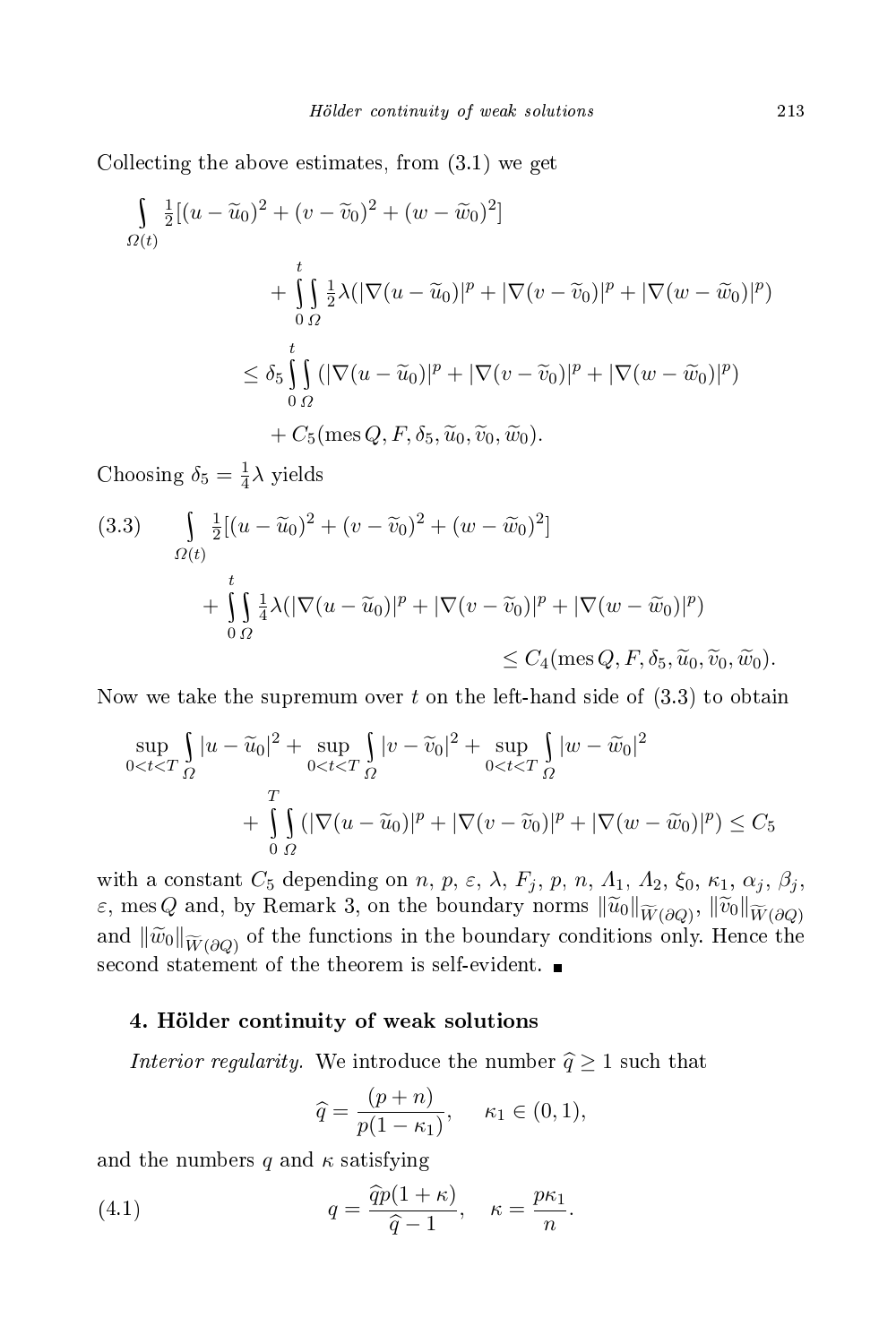Collecting the above estimates, from (3.1) we get

$$\int_{\Omega(t)} \tfrac{1}{2}[(u-\widetilde{u}_0)^2 + (v-\widetilde{v}_0)^2 + (w-\widetilde{w}_0)^2]$$
$$+ \int_0^t \int_{\Omega} \tfrac{1}{2}\lambda(|\nabla(u-\widetilde{u}_0)|^p + |\nabla(v-\widetilde{v}_0)|^p + |\nabla(w-\widetilde{w}_0)|^p)$$
$$\leq \delta_5 \int_0^t \int_{\Omega} (|\nabla(u-\widetilde{u}_0)|^p + |\nabla(v-\widetilde{v}_0)|^p + |\nabla(w-\widetilde{w}_0)|^p)$$
$$+ C_5(\operatorname{mes} Q, F, \delta_5, \widetilde{u}_0, \widetilde{v}_0, \widetilde{w}_0).$$

Choosing $\delta_5 = \frac{1}{4}\lambda$ yields

$$\int_{\Omega(t)} \tfrac{1}{2}[(u-\widetilde{u}_0)^2 + (v-\widetilde{v}_0)^2 + (w-\widetilde{w}_0)^2]$$
$$+ \int_0^t \int_{\Omega} \tfrac{1}{4}\lambda(|\nabla(u-\widetilde{u}_0)|^p + |\nabla(v-\widetilde{v}_0)|^p + |\nabla(w-\widetilde{w}_0)|^p)$$
$$\leq C_4(\operatorname{mes} Q, F, \delta_5, \widetilde{u}_0, \widetilde{v}_0, \widetilde{w}_0). \tag{3.3}$$

Now we take the supremum over $t$ on the left-hand side of (3.3) to obtain

$$\sup_{0<t<T} \int_{\Omega} |u-\widetilde{u}_0|^2 + \sup_{0<t<T} \int_{\Omega} |v-\widetilde{v}_0|^2 + \sup_{0<t<T} \int_{\Omega} |w-\widetilde{w}_0|^2$$
$$+ \int_0^T \int_{\Omega} (|\nabla(u-\widetilde{u}_0)|^p + |\nabla(v-\widetilde{v}_0)|^p + |\nabla(w-\widetilde{w}_0)|^p) \leq C_5$$

with a constant $C_5$ depending on $n$, $p$, $\varepsilon$, $\lambda$, $F_j$, $p$, $n$, $\Lambda_1$, $\Lambda_2$, $\xi_0$, $\kappa_1$, $\alpha_j$, $\beta_j$, $\varepsilon$, $\operatorname{mes} Q$ and, by Remark 3, on the boundary norms $\|\widetilde{u}_0\|_{\widetilde{W}(\partial Q)}$, $\|\widetilde{v}_0\|_{\widetilde{W}(\partial Q)}$ and $\|\widetilde{w}_0\|_{\widetilde{W}(\partial Q)}$ of the functions in the boundary conditions only. Hence the second statement of the theorem is self-evident. ∎

## 4. Hölder continuity of weak solutions

*Interior regularity.* We introduce the number $\widehat{q} \geq 1$ such that

$$\widehat{q} = \frac{(p+n)}{p(1-\kappa_1)}, \quad \kappa_1 \in (0,1),$$

and the numbers $q$ and $\kappa$ satisfying

$$q = \frac{\widehat{q}p(1+\kappa)}{\widehat{q}-1}, \quad \kappa = \frac{p\kappa_1}{n}. \tag{4.1}$$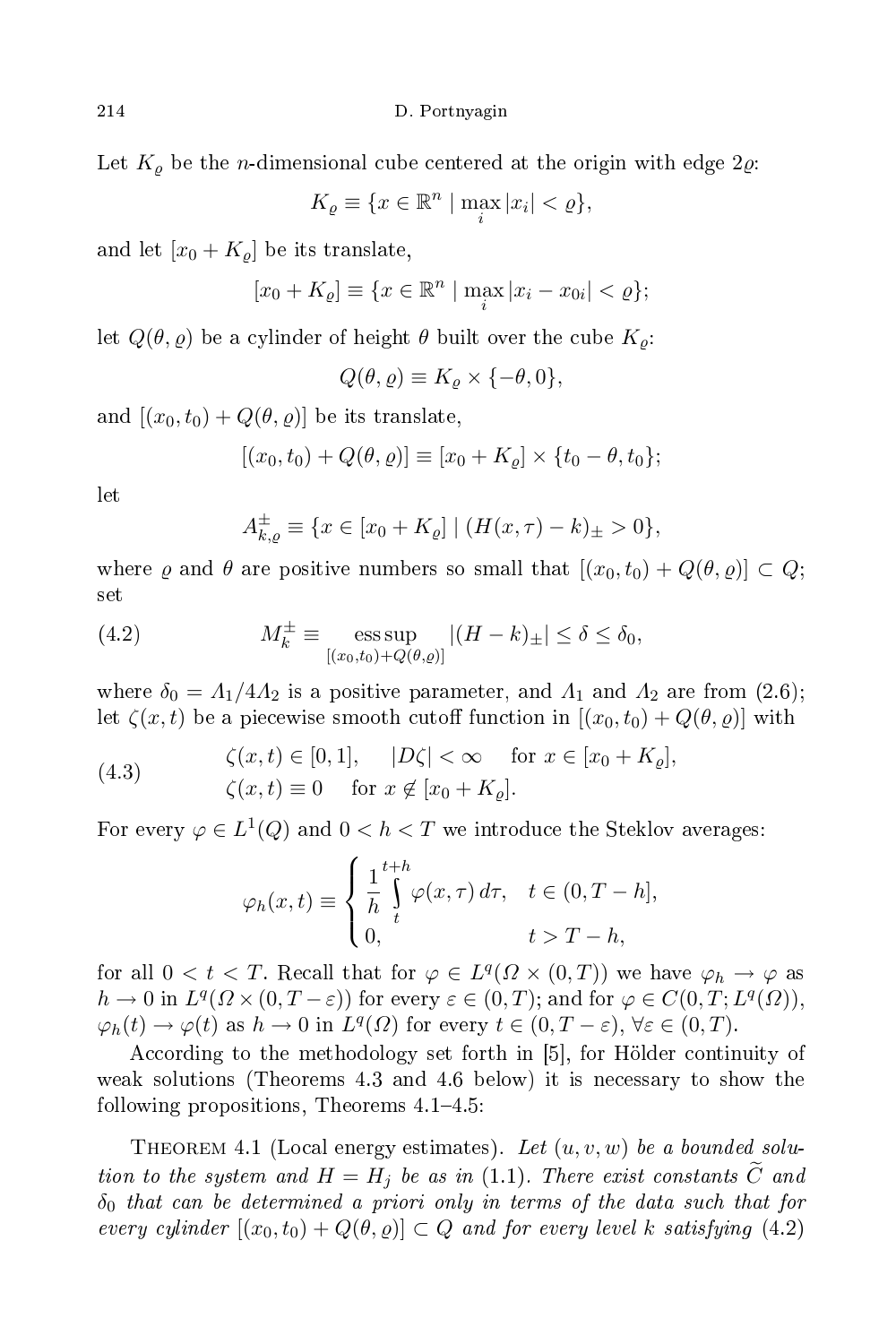Let $K_\varrho$ be the $n$-dimensional cube centered at the origin with edge $2\varrho$:

$$K_\varrho \equiv \{x \in \mathbb{R}^n \mid \max_i |x_i| < \varrho\},$$

and let $[x_0 + K_\varrho]$ be its translate,

$$[x_0 + K_\varrho] \equiv \{x \in \mathbb{R}^n \mid \max_i |x_i - x_{0i}| < \varrho\};$$

let $Q(\theta, \varrho)$ be a cylinder of height $\theta$ built over the cube $K_\varrho$:

$$Q(\theta, \varrho) \equiv K_\varrho \times \{-\theta, 0\},$$

and $[(x_0, t_0) + Q(\theta, \varrho)]$ be its translate,

$$[(x_0, t_0) + Q(\theta, \varrho)] \equiv [x_0 + K_\varrho] \times \{t_0 - \theta, t_0\};$$

let

$$A^{\pm}_{k,\varrho} \equiv \{x \in [x_0 + K_\varrho] \mid (H(x,\tau) - k)_\pm > 0\},$$

where $\varrho$ and $\theta$ are positive numbers so small that $[(x_0, t_0) + Q(\theta, \varrho)] \subset Q$; set

$$M_k^\pm \equiv \operatorname*{ess\,sup}_{[(x_0,t_0)+Q(\theta,\varrho)]} |(H - k)_\pm| \le \delta \le \delta_0, \tag{4.2}$$

where $\delta_0 = \Lambda_1 / 4\Lambda_2$ is a positive parameter, and $\Lambda_1$ and $\Lambda_2$ are from (2.6); let $\zeta(x, t)$ be a piecewise smooth cutoff function in $[(x_0, t_0) + Q(\theta, \varrho)]$ with

$$\begin{aligned} &\zeta(x,t) \in [0,1], \quad |D\zeta| < \infty \quad \text{for } x \in [x_0 + K_\varrho], \\ &\zeta(x,t) \equiv 0 \quad \text{for } x \notin [x_0 + K_\varrho]. \end{aligned} \tag{4.3}$$

For every $\varphi \in L^1(Q)$ and $0 < h < T$ we introduce the Steklov averages:

$$\varphi_h(x,t) \equiv \begin{cases} \dfrac{1}{h} \displaystyle\int_t^{t+h} \varphi(x,\tau)\, d\tau, & t \in (0, T-h], \\ 0, & t > T - h, \end{cases}$$

for all $0 < t < T$. Recall that for $\varphi \in L^q(\Omega \times (0,T))$ we have $\varphi_h \to \varphi$ as $h \to 0$ in $L^q(\Omega \times (0, T - \varepsilon))$ for every $\varepsilon \in (0,T)$; and for $\varphi \in C(0,T; L^q(\Omega))$, $\varphi_h(t) \to \varphi(t)$ as $h \to 0$ in $L^q(\Omega)$ for every $t \in (0, T-\varepsilon)$, $\forall \varepsilon \in (0,T)$.

According to the methodology set forth in [5], for Hölder continuity of weak solutions (Theorems 4.3 and 4.6 below) it is necessary to show the following propositions, Theorems 4.1–4.5:

Theorem 4.1 (Local energy estimates). *Let $(u, v, w)$ be a bounded solution to the system and $H = H_j$ be as in (1.1). There exist constants $\widetilde{C}$ and $\delta_0$ that can be determined a priori only in terms of the data such that for every cylinder $[(x_0, t_0) + Q(\theta, \varrho)] \subset Q$ and for every level $k$ satisfying* (4.2)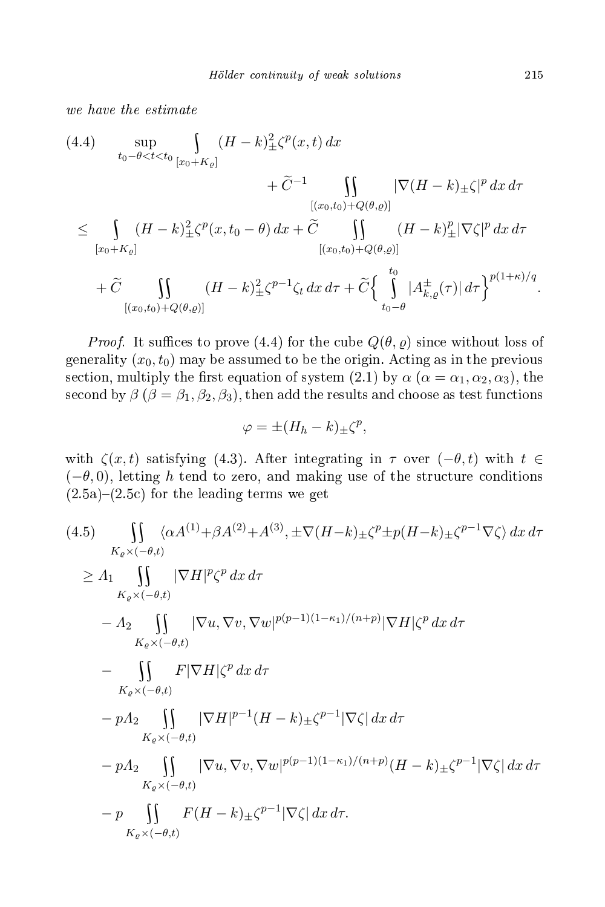*we have the estimate*

$$
\begin{aligned}
(4.4)\qquad &\sup_{t_0-\theta<t<t_0} \int_{[x_0+K_\varrho]} (H-k)_\pm^2 \zeta^p(x,t)\,dx \\
&\qquad\qquad + \widetilde{C}^{-1} \iint_{[(x_0,t_0)+Q(\theta,\varrho)]} |\nabla (H-k)_\pm \zeta|^p \,dx\,d\tau \\
&\le \int_{[x_0+K_\varrho]} (H-k)_\pm^2 \zeta^p(x,t_0-\theta)\,dx + \widetilde{C} \iint_{[(x_0,t_0)+Q(\theta,\varrho)]} (H-k)_\pm^p |\nabla\zeta|^p\,dx\,d\tau \\
&\quad + \widetilde{C} \iint_{[(x_0,t_0)+Q(\theta,\varrho)]} (H-k)_\pm^2 \zeta^{p-1}\zeta_t\,dx\,d\tau + \widetilde{C}\Big\{ \int_{t_0-\theta}^{t_0} |A_{k,\varrho}^{\pm}(\tau)|\,d\tau\Big\}^{p(1+\kappa)/q}.
\end{aligned}
$$

*Proof.* It suffices to prove (4.4) for the cube $Q(\theta,\varrho)$ since without loss of generality $(x_0,t_0)$ may be assumed to be the origin. Acting as in the previous section, multiply the first equation of system (2.1) by $\alpha$ ($\alpha=\alpha_1,\alpha_2,\alpha_3$), the second by $\beta$ ($\beta=\beta_1,\beta_2,\beta_3$), then add the results and choose as test functions

$$
\varphi = \pm(H_h-k)_\pm \zeta^p,
$$

with $\zeta(x,t)$ satisfying (4.3). After integrating in $\tau$ over $(-\theta,t)$ with $t\in(-\theta,0)$, letting $h$ tend to zero, and making use of the structure conditions (2.5a)–(2.5c) for the leading terms we get

$$
\begin{aligned}
(4.5)\qquad &\iint_{K_\varrho\times(-\theta,t)} \langle \alpha A^{(1)}+\beta A^{(2)}+A^{(3)}, \pm\nabla(H-k)_\pm\zeta^p \pm p(H-k)_\pm \zeta^{p-1}\nabla\zeta\rangle\,dx\,d\tau \\
&\ge \Lambda_1 \iint_{K_\varrho\times(-\theta,t)} |\nabla H|^p\zeta^p\,dx\,d\tau \\
&\quad - \Lambda_2 \iint_{K_\varrho\times(-\theta,t)} |\nabla u,\nabla v,\nabla w|^{p(p-1)(1-\kappa_1)/(n+p)} |\nabla H|\zeta^p\,dx\,d\tau \\
&\quad - \iint_{K_\varrho\times(-\theta,t)} F|\nabla H|\zeta^p\,dx\,d\tau \\
&\quad - p\Lambda_2 \iint_{K_\varrho\times(-\theta,t)} |\nabla H|^{p-1}(H-k)_\pm\zeta^{p-1}|\nabla\zeta|\,dx\,d\tau \\
&\quad - p\Lambda_2 \iint_{K_\varrho\times(-\theta,t)} |\nabla u,\nabla v,\nabla w|^{p(p-1)(1-\kappa_1)/(n+p)}(H-k)_\pm\zeta^{p-1}|\nabla\zeta|\,dx\,d\tau \\
&\quad - p \iint_{K_\varrho\times(-\theta,t)} F(H-k)_\pm\zeta^{p-1}|\nabla\zeta|\,dx\,d\tau.
\end{aligned}
$$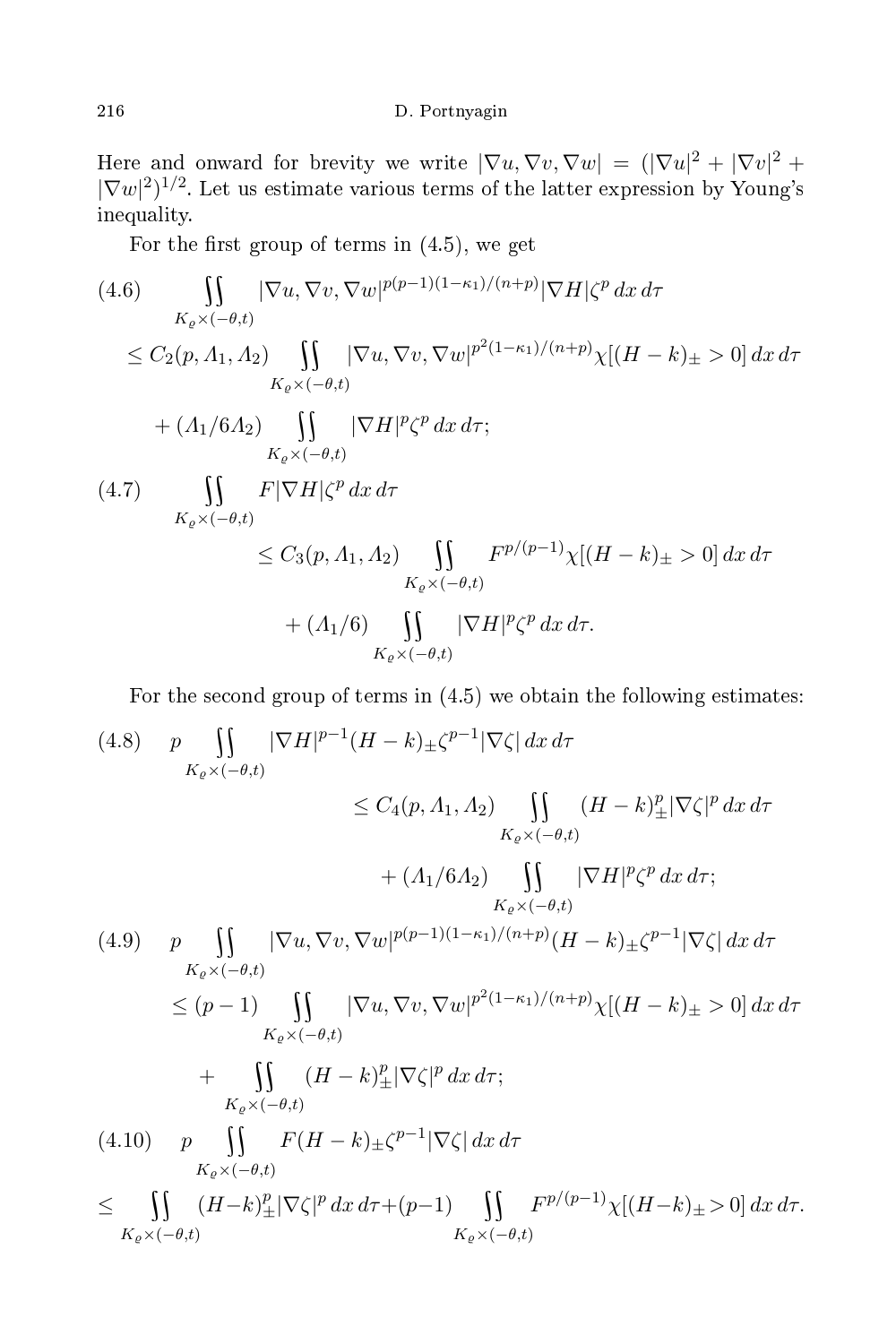Here and onward for brevity we write $|\nabla u, \nabla v, \nabla w| = (|\nabla u|^2 + |\nabla v|^2 + |\nabla w|^2)^{1/2}$. Let us estimate various terms of the latter expression by Young's inequality.

For the first group of terms in (4.5), we get

$$
\begin{aligned}
(4.6)\quad & \iint\limits_{K_\varrho \times (-\theta,t)} |\nabla u, \nabla v, \nabla w|^{p(p-1)(1-\kappa_1)/(n+p)} |\nabla H| \zeta^p \, dx\, d\tau \\
&\le C_2(p, \Lambda_1, \Lambda_2) \iint\limits_{K_\varrho \times (-\theta,t)} |\nabla u, \nabla v, \nabla w|^{p^2(1-\kappa_1)/(n+p)} \chi[(H-k)_\pm > 0] \, dx\, d\tau \\
&\quad + (\Lambda_1/6\Lambda_2) \iint\limits_{K_\varrho \times (-\theta,t)} |\nabla H|^p \zeta^p \, dx\, d\tau;
\end{aligned}
$$

$$
\begin{aligned}
(4.7)\quad & \iint\limits_{K_\varrho \times (-\theta,t)} F |\nabla H| \zeta^p \, dx\, d\tau \\
&\le C_3(p, \Lambda_1, \Lambda_2) \iint\limits_{K_\varrho \times (-\theta,t)} F^{p/(p-1)} \chi[(H-k)_\pm > 0] \, dx\, d\tau \\
&\quad + (\Lambda_1/6) \iint\limits_{K_\varrho \times (-\theta,t)} |\nabla H|^p \zeta^p \, dx\, d\tau.
\end{aligned}
$$

For the second group of terms in (4.5) we obtain the following estimates:

$$
\begin{aligned}
(4.8)\quad & p \iint\limits_{K_\varrho \times (-\theta,t)} |\nabla H|^{p-1} (H-k)_\pm \zeta^{p-1} |\nabla \zeta| \, dx\, d\tau \\
&\le C_4(p, \Lambda_1, \Lambda_2) \iint\limits_{K_\varrho \times (-\theta,t)} (H-k)_\pm^p |\nabla \zeta|^p \, dx\, d\tau \\
&\quad + (\Lambda_1/6\Lambda_2) \iint\limits_{K_\varrho \times (-\theta,t)} |\nabla H|^p \zeta^p \, dx\, d\tau;
\end{aligned}
$$

$$
\begin{aligned}
(4.9)\quad & p \iint\limits_{K_\varrho \times (-\theta,t)} |\nabla u, \nabla v, \nabla w|^{p(p-1)(1-\kappa_1)/(n+p)} (H-k)_\pm \zeta^{p-1} |\nabla \zeta| \, dx\, d\tau \\
&\le (p-1) \iint\limits_{K_\varrho \times (-\theta,t)} |\nabla u, \nabla v, \nabla w|^{p^2(1-\kappa_1)/(n+p)} \chi[(H-k)_\pm > 0] \, dx\, d\tau \\
&\quad + \iint\limits_{K_\varrho \times (-\theta,t)} (H-k)_\pm^p |\nabla \zeta|^p \, dx\, d\tau;
\end{aligned}
$$

$$
\begin{aligned}
(4.10)\quad & p \iint\limits_{K_\varrho \times (-\theta,t)} F (H-k)_\pm \zeta^{p-1} |\nabla \zeta| \, dx\, d\tau \\
&\le \iint\limits_{K_\varrho \times (-\theta,t)} (H-k)_\pm^p |\nabla \zeta|^p \, dx\, d\tau + (p-1) \iint\limits_{K_\varrho \times (-\theta,t)} F^{p/(p-1)} \chi[(H-k)_\pm > 0] \, dx\, d\tau.
\end{aligned}
$$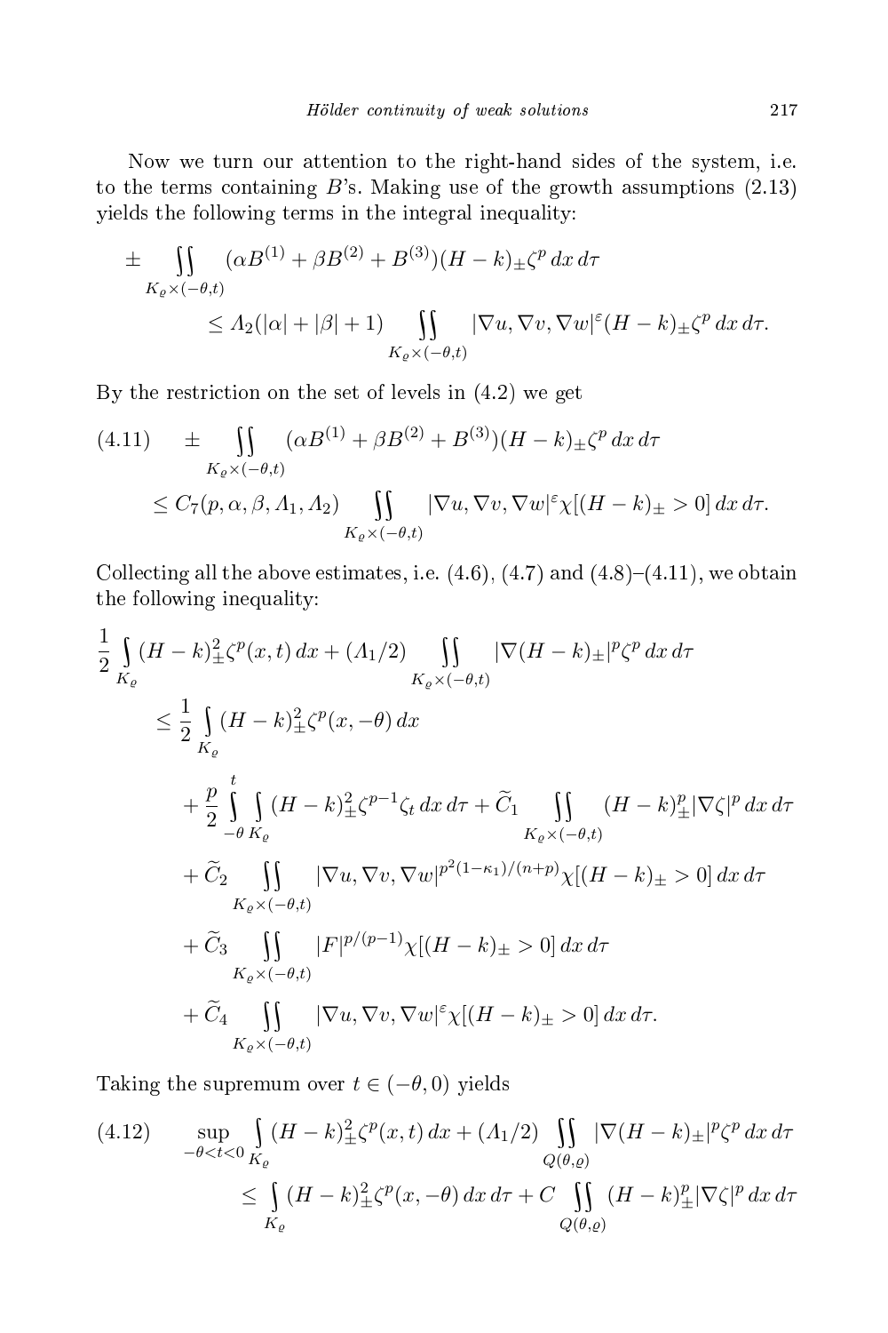Now we turn our attention to the right-hand sides of the system, i.e. to the terms containing $B$'s. Making use of the growth assumptions (2.13) yields the following terms in the integral inequality:

$$\pm \iint_{K_\varrho \times (-\theta,t)} (\alpha B^{(1)} + \beta B^{(2)} + B^{(3)})(H-k)_\pm \zeta^p \, dx\, d\tau \\ \leq \Lambda_2(|\alpha| + |\beta| + 1) \iint_{K_\varrho \times (-\theta,t)} |\nabla u, \nabla v, \nabla w|^\varepsilon (H-k)_\pm \zeta^p \, dx\, d\tau.$$

By the restriction on the set of levels in (4.2) we get

$$\pm \iint_{K_\varrho \times (-\theta,t)} (\alpha B^{(1)} + \beta B^{(2)} + B^{(3)})(H-k)_\pm \zeta^p \, dx\, d\tau \\ \leq C_7(p,\alpha,\beta,\Lambda_1,\Lambda_2) \iint_{K_\varrho \times (-\theta,t)} |\nabla u, \nabla v, \nabla w|^\varepsilon \chi[(H-k)_\pm > 0] \, dx\, d\tau. \tag{4.11}$$

Collecting all the above estimates, i.e. (4.6), (4.7) and (4.8)–(4.11), we obtain the following inequality:

$$\frac{1}{2}\int_{K_\varrho} (H-k)_\pm^2 \zeta^p(x,t)\, dx + (\Lambda_1/2) \iint_{K_\varrho \times (-\theta,t)} |\nabla (H-k)_\pm|^p \zeta^p \, dx\, d\tau \\ \leq \frac{1}{2}\int_{K_\varrho} (H-k)_\pm^2 \zeta^p(x,-\theta)\, dx \\ + \frac{p}{2}\int_{-\theta}^{t}\int_{K_\varrho} (H-k)_\pm^2 \zeta^{p-1}\zeta_t \, dx\, d\tau + \widetilde{C}_1 \iint_{K_\varrho \times (-\theta,t)} (H-k)_\pm^p |\nabla \zeta|^p \, dx\, d\tau \\ + \widetilde{C}_2 \iint_{K_\varrho \times (-\theta,t)} |\nabla u, \nabla v, \nabla w|^{p^2(1-\kappa_1)/(n+p)} \chi[(H-k)_\pm > 0]\, dx\, d\tau \\ + \widetilde{C}_3 \iint_{K_\varrho \times (-\theta,t)} |F|^{p/(p-1)} \chi[(H-k)_\pm > 0]\, dx\, d\tau \\ + \widetilde{C}_4 \iint_{K_\varrho \times (-\theta,t)} |\nabla u, \nabla v, \nabla w|^{\varepsilon} \chi[(H-k)_\pm > 0]\, dx\, d\tau.$$

Taking the supremum over $t \in (-\theta, 0)$ yields

$$\sup_{-\theta < t < 0} \int_{K_\varrho} (H-k)_\pm^2 \zeta^p(x,t)\, dx + (\Lambda_1/2) \iint_{Q(\theta,\varrho)} |\nabla (H-k)_\pm|^p \zeta^p \, dx\, d\tau \\ \leq \int_{K_\varrho} (H-k)_\pm^2 \zeta^p(x,-\theta)\, dx\, d\tau + C \iint_{Q(\theta,\varrho)} (H-k)_\pm^p |\nabla \zeta|^p \, dx\, d\tau \tag{4.12}$$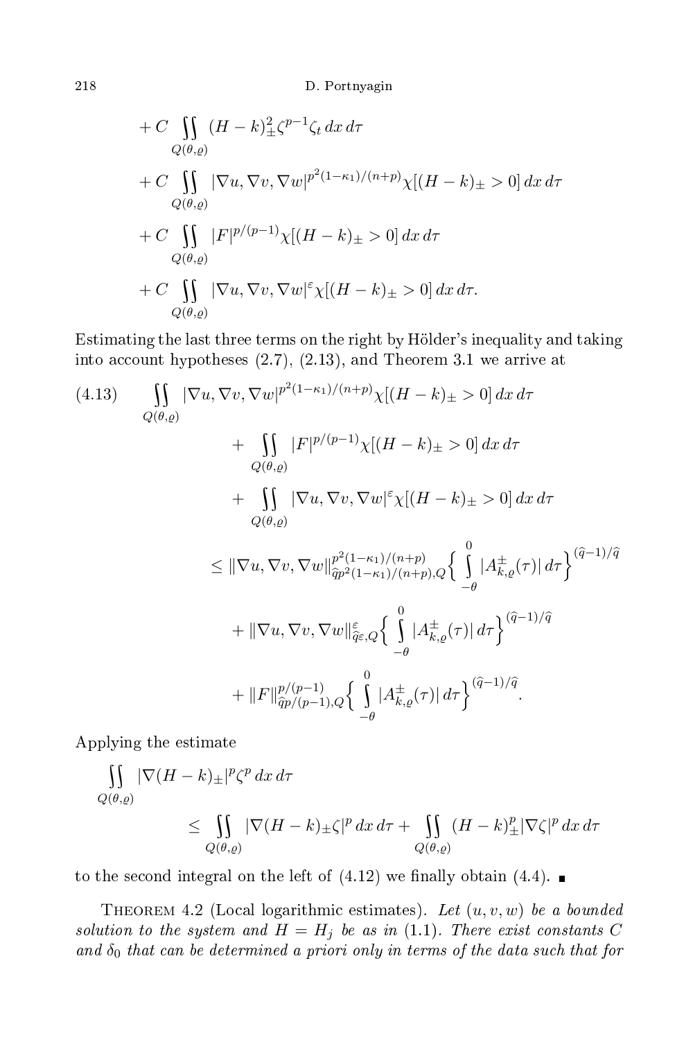$$
\begin{aligned}
&+ C \iint_{Q(\theta,\varrho)} (H-k)_\pm^2 \zeta^{p-1} \zeta_t \, dx\, d\tau \\
&+ C \iint_{Q(\theta,\varrho)} |\nabla u, \nabla v, \nabla w|^{p^2(1-\kappa_1)/(n+p)} \chi[(H-k)_\pm > 0]\, dx\, d\tau \\
&+ C \iint_{Q(\theta,\varrho)} |F|^{p/(p-1)} \chi[(H-k)_\pm > 0]\, dx\, d\tau \\
&+ C \iint_{Q(\theta,\varrho)} |\nabla u, \nabla v, \nabla w|^{\varepsilon} \chi[(H-k)_\pm > 0]\, dx\, d\tau.
\end{aligned}
$$

Estimating the last three terms on the right by Hölder's inequality and taking into account hypotheses (2.7), (2.13), and Theorem 3.1 we arrive at

$$
\begin{aligned}
(4.13) \qquad &\iint_{Q(\theta,\varrho)} |\nabla u, \nabla v, \nabla w|^{p^2(1-\kappa_1)/(n+p)} \chi[(H-k)_\pm > 0]\, dx\, d\tau \\
&\quad + \iint_{Q(\theta,\varrho)} |F|^{p/(p-1)} \chi[(H-k)_\pm > 0]\, dx\, d\tau \\
&\quad + \iint_{Q(\theta,\varrho)} |\nabla u, \nabla v, \nabla w|^{\varepsilon} \chi[(H-k)_\pm > 0]\, dx\, d\tau \\
&\le \|\nabla u, \nabla v, \nabla w\|^{p^2(1-\kappa_1)/(n+p)}_{\widehat{q}p^2(1-\kappa_1)/(n+p),Q} \Big\{ \int_{-\theta}^{0} |A^\pm_{k,\varrho}(\tau)|\, d\tau \Big\}^{(\widehat{q}-1)/\widehat{q}} \\
&\quad + \|\nabla u, \nabla v, \nabla w\|^{\varepsilon}_{\widehat{q}\varepsilon,Q} \Big\{ \int_{-\theta}^{0} |A^\pm_{k,\varrho}(\tau)|\, d\tau \Big\}^{(\widehat{q}-1)/\widehat{q}} \\
&\quad + \|F\|^{p/(p-1)}_{\widehat{q}p/(p-1),Q} \Big\{ \int_{-\theta}^{0} |A^\pm_{k,\varrho}(\tau)|\, d\tau \Big\}^{(\widehat{q}-1)/\widehat{q}}.
\end{aligned}
$$

Applying the estimate

$$
\begin{aligned}
&\iint_{Q(\theta,\varrho)} |\nabla (H-k)_\pm|^p \zeta^p \, dx\, d\tau \\
&\qquad \le \iint_{Q(\theta,\varrho)} |\nabla (H-k)_\pm \zeta|^p \, dx\, d\tau + \iint_{Q(\theta,\varrho)} (H-k)_\pm^p |\nabla \zeta|^p \, dx\, d\tau
\end{aligned}
$$

to the second integral on the left of (4.12) we finally obtain (4.4). ∎

Theorem 4.2 (Local logarithmic estimates). *Let $(u,v,w)$ be a bounded solution to the system and $H = H_j$ be as in (1.1). There exist constants $C$ and $\delta_0$ that can be determined a priori only in terms of the data such that for*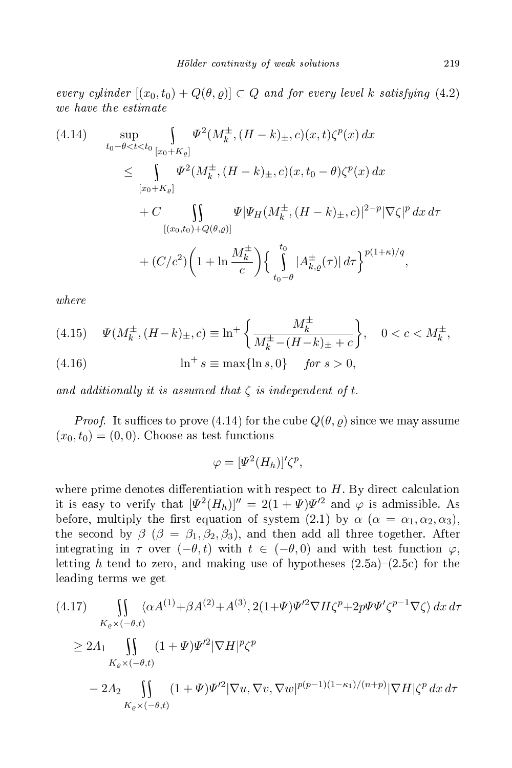*every cylinder $[(x_0,t_0)+Q(\theta,\varrho)]\subset Q$ and for every level $k$ satisfying (4.2) we have the estimate*

$$
\begin{aligned}
(4.14)\qquad \sup_{t_0-\theta<t<t_0}\int_{[x_0+K_\varrho]} &\Psi^2(M_k^\pm,(H-k)_\pm,c)(x,t)\zeta^p(x)\,dx\\
&\le \int_{[x_0+K_\varrho]} \Psi^2(M_k^\pm,(H-k)_\pm,c)(x,t_0-\theta)\zeta^p(x)\,dx\\
&\quad + C\iint_{[(x_0,t_0)+Q(\theta,\varrho)]} \Psi|\Psi_H(M_k^\pm,(H-k)_\pm,c)|^{2-p}|\nabla\zeta|^p\,dx\,d\tau\\
&\quad + (C/c^2)\left(1+\ln\frac{M_k^\pm}{c}\right)\left\{\int_{t_0-\theta}^{t_0}|A_{k,\varrho}^\pm(\tau)|\,d\tau\right\}^{p(1+\kappa)/q},
\end{aligned}
$$

*where*

$$
(4.15)\qquad \Psi(M_k^\pm,(H-k)_\pm,c)\equiv \ln^+\left\{\frac{M_k^\pm}{M_k^\pm-(H-k)_\pm+c}\right\},\quad 0<c<M_k^\pm,
$$

$$
(4.16)\qquad \ln^+ s\equiv\max\{\ln s,0\}\quad \textit{for } s>0,
$$

*and additionally it is assumed that $\zeta$ is independent of $t$.*

*Proof.* It suffices to prove (4.14) for the cube $Q(\theta,\varrho)$ since we may assume $(x_0,t_0)=(0,0)$. Choose as test functions

$$
\varphi=[\Psi^2(H_h)]'\zeta^p,
$$

where prime denotes differentiation with respect to $H$. By direct calculation it is easy to verify that $[\Psi^2(H_h)]''=2(1+\Psi)\Psi'^2$ and $\varphi$ is admissible. As before, multiply the first equation of system (2.1) by $\alpha$ ($\alpha=\alpha_1,\alpha_2,\alpha_3$), the second by $\beta$ ($\beta=\beta_1,\beta_2,\beta_3$), and then add all three together. After integrating in $\tau$ over $(-\theta,t)$ with $t\in(-\theta,0)$ and with test function $\varphi$, letting $h$ tend to zero, and making use of hypotheses (2.5a)–(2.5c) for the leading terms we get

$$
\begin{aligned}
(4.17)\qquad &\iint_{K_\varrho\times(-\theta,t)} \langle \alpha A^{(1)}+\beta A^{(2)}+A^{(3)},2(1+\Psi)\Psi'^2\nabla H\zeta^p+2p\Psi\Psi'\zeta^{p-1}\nabla\zeta\rangle\,dx\,d\tau\\
&\ge 2\Lambda_1\iint_{K_\varrho\times(-\theta,t)}(1+\Psi)\Psi'^2|\nabla H|^p\zeta^p\\
&\quad -2\Lambda_2\iint_{K_\varrho\times(-\theta,t)}(1+\Psi)\Psi'^2|\nabla u,\nabla v,\nabla w|^{p(p-1)(1-\kappa_1)/(n+p)}|\nabla H|\zeta^p\,dx\,d\tau
\end{aligned}
$$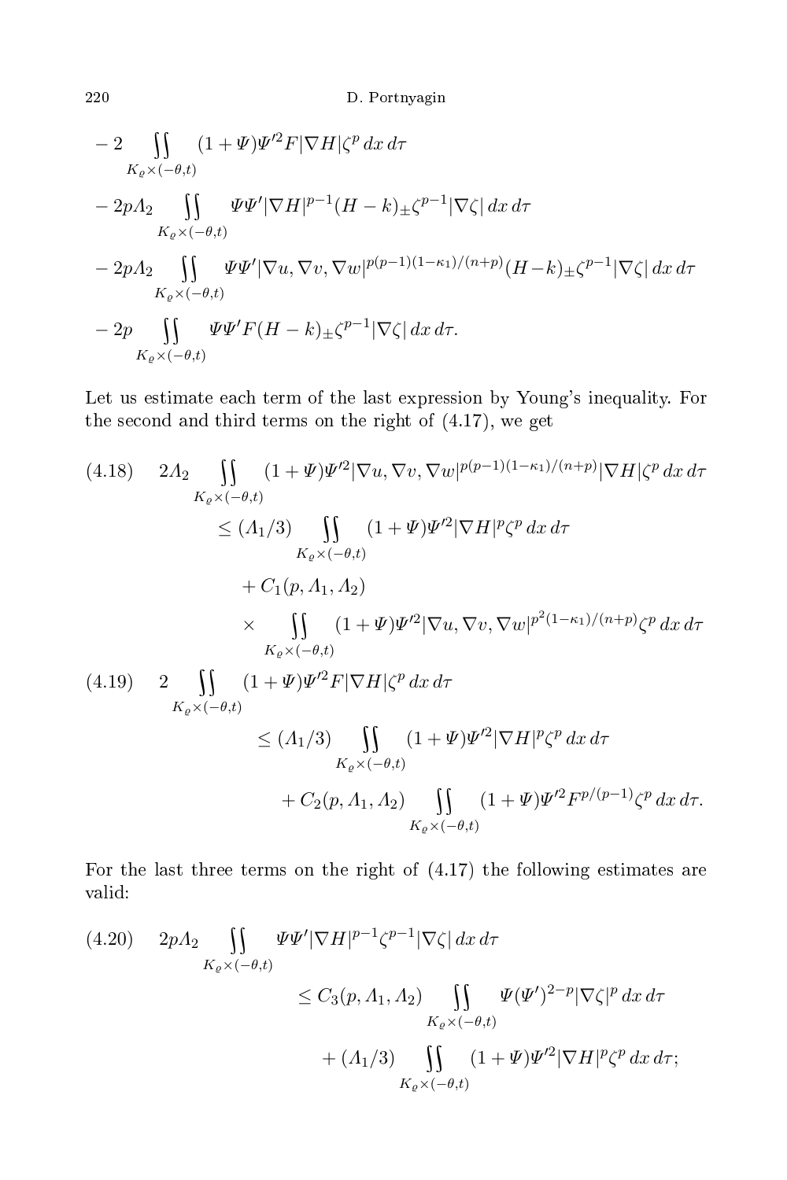$$
\begin{aligned}
&- 2 \iint\limits_{K_\varrho \times(-\theta,t)} (1+\Psi)\Psi'^2 F|\nabla H|\zeta^p \, dx\, d\tau \\
&- 2p\Lambda_2 \iint\limits_{K_\varrho \times(-\theta,t)} \Psi\Psi'|\nabla H|^{p-1}(H-k)_\pm \zeta^{p-1}|\nabla\zeta| \, dx\, d\tau \\
&- 2p\Lambda_2 \iint\limits_{K_\varrho \times(-\theta,t)} \Psi\Psi'|\nabla u, \nabla v, \nabla w|^{p(p-1)(1-\kappa_1)/(n+p)}(H-k)_\pm \zeta^{p-1}|\nabla\zeta| \, dx\, d\tau \\
&- 2p \iint\limits_{K_\varrho \times(-\theta,t)} \Psi\Psi' F(H-k)_\pm \zeta^{p-1}|\nabla\zeta| \, dx\, d\tau.
\end{aligned}
$$

Let us estimate each term of the last expression by Young's inequality. For the second and third terms on the right of (4.17), we get

$$
\begin{aligned}
(4.18)\quad & 2\Lambda_2 \iint\limits_{K_\varrho \times(-\theta,t)} (1+\Psi)\Psi'^2|\nabla u, \nabla v, \nabla w|^{p(p-1)(1-\kappa_1)/(n+p)}|\nabla H|\zeta^p \, dx\, d\tau \\
&\le (\Lambda_1/3) \iint\limits_{K_\varrho \times(-\theta,t)} (1+\Psi)\Psi'^2|\nabla H|^p\zeta^p \, dx\, d\tau \\
&\quad + C_1(p,\Lambda_1,\Lambda_2) \\
&\quad \times \iint\limits_{K_\varrho \times(-\theta,t)} (1+\Psi)\Psi'^2|\nabla u, \nabla v, \nabla w|^{p^2(1-\kappa_1)/(n+p)}\zeta^p \, dx\, d\tau
\end{aligned}
$$

$$
\begin{aligned}
(4.19)\quad & 2 \iint\limits_{K_\varrho \times(-\theta,t)} (1+\Psi)\Psi'^2 F|\nabla H|\zeta^p \, dx\, d\tau \\
&\le (\Lambda_1/3) \iint\limits_{K_\varrho \times(-\theta,t)} (1+\Psi)\Psi'^2|\nabla H|^p\zeta^p \, dx\, d\tau \\
&\quad + C_2(p,\Lambda_1,\Lambda_2) \iint\limits_{K_\varrho \times(-\theta,t)} (1+\Psi)\Psi'^2 F^{p/(p-1)}\zeta^p \, dx\, d\tau.
\end{aligned}
$$

For the last three terms on the right of (4.17) the following estimates are valid:

$$
\begin{aligned}
(4.20)\quad & 2p\Lambda_2 \iint\limits_{K_\varrho \times(-\theta,t)} \Psi\Psi'|\nabla H|^{p-1}\zeta^{p-1}|\nabla\zeta| \, dx\, d\tau \\
&\le C_3(p,\Lambda_1,\Lambda_2) \iint\limits_{K_\varrho \times(-\theta,t)} \Psi(\Psi')^{2-p}|\nabla\zeta|^p \, dx\, d\tau \\
&\quad + (\Lambda_1/3) \iint\limits_{K_\varrho \times(-\theta,t)} (1+\Psi)\Psi'^2|\nabla H|^p\zeta^p \, dx\, d\tau;
\end{aligned}
$$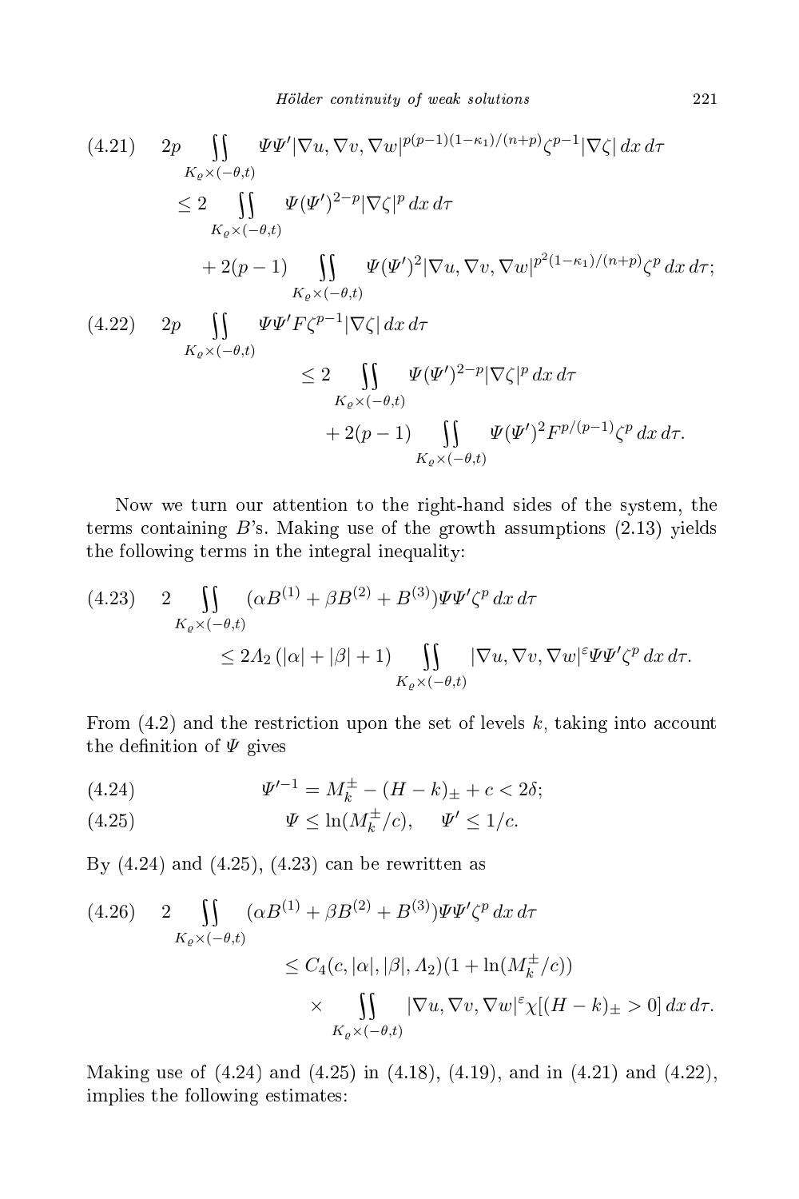$$
\begin{aligned}
(4.21)\quad 2p \iint_{K_\varrho\times(-\theta,t)} & \Psi\Psi'|\nabla u,\nabla v,\nabla w|^{p(p-1)(1-\kappa_1)/(n+p)}\zeta^{p-1}|\nabla\zeta|\,dx\,d\tau \\
&\le 2\iint_{K_\varrho\times(-\theta,t)} \Psi(\Psi')^{2-p}|\nabla\zeta|^p\,dx\,d\tau \\
&\quad + 2(p-1)\iint_{K_\varrho\times(-\theta,t)} \Psi(\Psi')^2|\nabla u,\nabla v,\nabla w|^{p^2(1-\kappa_1)/(n+p)}\zeta^p\,dx\,d\tau;
\end{aligned}
$$

$$
\begin{aligned}
(4.22)\quad 2p \iint_{K_\varrho\times(-\theta,t)} & \Psi\Psi' F\zeta^{p-1}|\nabla\zeta|\,dx\,d\tau \\
&\le 2\iint_{K_\varrho\times(-\theta,t)} \Psi(\Psi')^{2-p}|\nabla\zeta|^p\,dx\,d\tau \\
&\quad + 2(p-1)\iint_{K_\varrho\times(-\theta,t)} \Psi(\Psi')^2 F^{p/(p-1)}\zeta^p\,dx\,d\tau.
\end{aligned}
$$

Now we turn our attention to the right-hand sides of the system, the terms containing $B$'s. Making use of the growth assumptions (2.13) yields the following terms in the integral inequality:

$$
\begin{aligned}
(4.23)\quad 2\iint_{K_\varrho\times(-\theta,t)} & (\alpha B^{(1)}+\beta B^{(2)}+B^{(3)})\Psi\Psi'\zeta^p\,dx\,d\tau \\
&\le 2\Lambda_2(|\alpha|+|\beta|+1)\iint_{K_\varrho\times(-\theta,t)} |\nabla u,\nabla v,\nabla w|^{\varepsilon}\Psi\Psi'\zeta^p\,dx\,d\tau.
\end{aligned}
$$

From (4.2) and the restriction upon the set of levels $k$, taking into account the definition of $\Psi$ gives

$$
(4.24)\qquad \Psi'^{-1} = M_k^{\pm} - (H-k)_{\pm} + c < 2\delta;
$$

$$
(4.25)\qquad \Psi \le \ln(M_k^{\pm}/c), \quad \Psi' \le 1/c.
$$

By (4.24) and (4.25), (4.23) can be rewritten as

$$
\begin{aligned}
(4.26)\quad 2\iint_{K_\varrho\times(-\theta,t)} & (\alpha B^{(1)}+\beta B^{(2)}+B^{(3)})\Psi\Psi'\zeta^p\,dx\,d\tau \\
&\le C_4(c,|\alpha|,|\beta|,\Lambda_2)(1+\ln(M_k^{\pm}/c)) \\
&\quad\times \iint_{K_\varrho\times(-\theta,t)} |\nabla u,\nabla v,\nabla w|^{\varepsilon}\chi[(H-k)_{\pm}>0]\,dx\,d\tau.
\end{aligned}
$$

Making use of (4.24) and (4.25) in (4.18), (4.19), and in (4.21) and (4.22), implies the following estimates: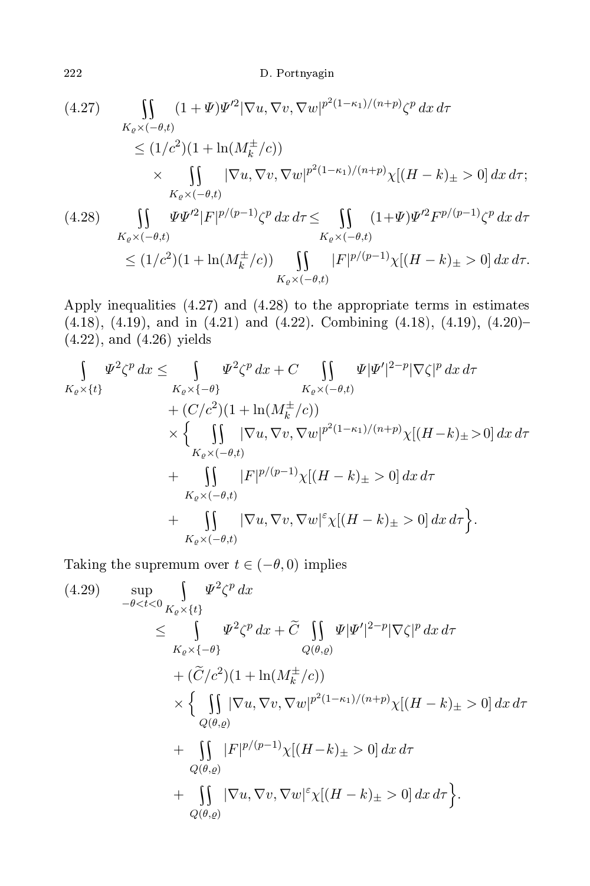$$
\tag{4.27}
\begin{aligned}
&\iint\limits_{K_\varrho\times(-\theta,t)} (1+\Psi)\Psi'^2|\nabla u,\nabla v,\nabla w|^{p^2(1-\kappa_1)/(n+p)}\zeta^p\,dx\,d\tau \\
&\quad\le (1/c^2)(1+\ln(M_k^\pm/c)) \\
&\qquad\times \iint\limits_{K_\varrho\times(-\theta,t)} |\nabla u,\nabla v,\nabla w|^{p^2(1-\kappa_1)/(n+p)}\chi[(H-k)_\pm>0]\,dx\,d\tau;
\end{aligned}
$$

$$
\tag{4.28}
\begin{aligned}
&\iint\limits_{K_\varrho\times(-\theta,t)} \Psi\Psi'^2|F|^{p/(p-1)}\zeta^p\,dx\,d\tau \le \iint\limits_{K_\varrho\times(-\theta,t)} (1+\Psi)\Psi'^2F^{p/(p-1)}\zeta^p\,dx\,d\tau \\
&\quad\le (1/c^2)(1+\ln(M_k^\pm/c)) \iint\limits_{K_\varrho\times(-\theta,t)} |F|^{p/(p-1)}\chi[(H-k)_\pm>0]\,dx\,d\tau.
\end{aligned}
$$

Apply inequalities (4.27) and (4.28) to the appropriate terms in estimates (4.18), (4.19), and in (4.21) and (4.22). Combining (4.18), (4.19), (4.20)–(4.22), and (4.26) yields

$$
\begin{aligned}
\int\limits_{K_\varrho\times\{t\}} \Psi^2\zeta^p\,dx &\le \int\limits_{K_\varrho\times\{-\theta\}} \Psi^2\zeta^p\,dx + C\iint\limits_{K_\varrho\times(-\theta,t)} \Psi|\Psi'|^{2-p}|\nabla\zeta|^p\,dx\,d\tau \\
&\quad + (C/c^2)(1+\ln(M_k^\pm/c)) \\
&\quad\times\Big\{\iint\limits_{K_\varrho\times(-\theta,t)} |\nabla u,\nabla v,\nabla w|^{p^2(1-\kappa_1)/(n+p)}\chi[(H-k)_\pm>0]\,dx\,d\tau \\
&\quad + \iint\limits_{K_\varrho\times(-\theta,t)} |F|^{p/(p-1)}\chi[(H-k)_\pm>0]\,dx\,d\tau \\
&\quad + \iint\limits_{K_\varrho\times(-\theta,t)} |\nabla u,\nabla v,\nabla w|^{\varepsilon}\chi[(H-k)_\pm>0]\,dx\,d\tau\Big\}.
\end{aligned}
$$

Taking the supremum over $t\in(-\theta,0)$ implies

$$
\tag{4.29}
\begin{aligned}
&\sup_{-\theta<t<0}\int\limits_{K_\varrho\times\{t\}} \Psi^2\zeta^p\,dx \\
&\quad\le \int\limits_{K_\varrho\times\{-\theta\}} \Psi^2\zeta^p\,dx + \widetilde{C}\iint\limits_{Q(\theta,\varrho)} \Psi|\Psi'|^{2-p}|\nabla\zeta|^p\,dx\,d\tau \\
&\quad\quad + (\widetilde{C}/c^2)(1+\ln(M_k^\pm/c)) \\
&\quad\quad\times\Big\{\iint\limits_{Q(\theta,\varrho)} |\nabla u,\nabla v,\nabla w|^{p^2(1-\kappa_1)/(n+p)}\chi[(H-k)_\pm>0]\,dx\,d\tau \\
&\quad\quad + \iint\limits_{Q(\theta,\varrho)} |F|^{p/(p-1)}\chi[(H-k)_\pm>0]\,dx\,d\tau \\
&\quad\quad + \iint\limits_{Q(\theta,\varrho)} |\nabla u,\nabla v,\nabla w|^{\varepsilon}\chi[(H-k)_\pm>0]\,dx\,d\tau\Big\}.
\end{aligned}
$$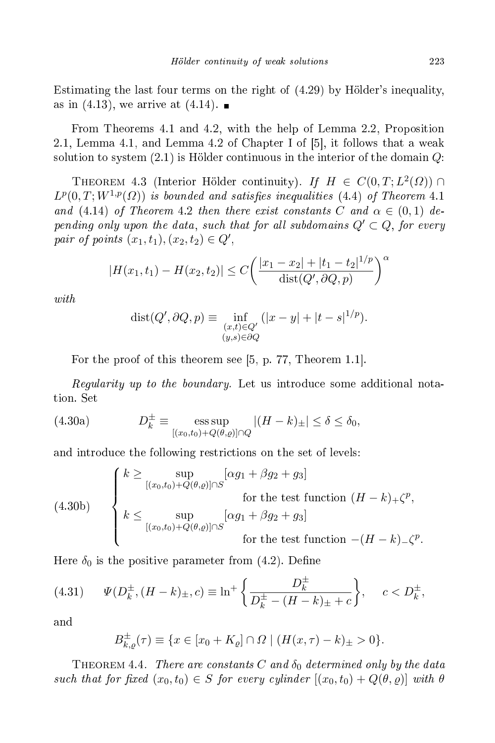Estimating the last four terms on the right of (4.29) by Hölder's inequality, as in (4.13), we arrive at (4.14). ∎

From Theorems 4.1 and 4.2, with the help of Lemma 2.2, Proposition 2.1, Lemma 4.1, and Lemma 4.2 of Chapter I of [5], it follows that a weak solution to system (2.1) is Hölder continuous in the interior of the domain $Q$:

THEOREM 4.3 (Interior Hölder continuity). *If $H \in C(0,T;L^2(\Omega)) \cap L^p(0,T;W^{1,p}(\Omega))$ is bounded and satisfies inequalities (4.4) of Theorem 4.1 and (4.14) of Theorem 4.2 then there exist constants $C$ and $\alpha \in (0,1)$ depending only upon the data, such that for all subdomains $Q' \subset Q$, for every pair of points $(x_1,t_1),(x_2,t_2) \in Q'$,*

$$|H(x_1,t_1) - H(x_2,t_2)| \le C\bigg(\frac{|x_1-x_2| + |t_1-t_2|^{1/p}}{\operatorname{dist}(Q',\partial Q,p)}\bigg)^{\alpha}$$

*with*

$$\operatorname{dist}(Q',\partial Q,p) \equiv \inf_{\substack{(x,t)\in Q' \\ (y,s)\in\partial Q}} (|x-y| + |t-s|^{1/p}).$$

For the proof of this theorem see [5, p. 77, Theorem 1.1].

*Regularity up to the boundary.* Let us introduce some additional notation. Set

$$D_k^{\pm} \equiv \operatorname*{ess\,sup}_{[(x_0,t_0)+Q(\theta,\varrho)]\cap Q} |(H-k)_{\pm}| \le \delta \le \delta_0, \tag{4.30a}$$

and introduce the following restrictions on the set of levels:

$$\begin{cases} k \ge \displaystyle\sup_{[(x_0,t_0)+Q(\theta,\varrho)]\cap S} [\alpha g_1 + \beta g_2 + g_3] \\ \qquad\qquad\qquad\qquad \text{for the test function } (H-k)_+\zeta^p, \\ k \le \displaystyle\sup_{[(x_0,t_0)+Q(\theta,\varrho)]\cap S} [\alpha g_1 + \beta g_2 + g_3] \\ \qquad\qquad\qquad\qquad \text{for the test function } -(H-k)_-\zeta^p. \end{cases} \tag{4.30b}$$

Here $\delta_0$ is the positive parameter from (4.2). Define

$$\Psi(D_k^{\pm},(H-k)_{\pm},c) \equiv \ln^+\bigg\{\frac{D_k^{\pm}}{D_k^{\pm} - (H-k)_{\pm} + c}\bigg\}, \quad c < D_k^{\pm}, \tag{4.31}$$

and

$$B_{k,\varrho}^{\pm}(\tau) \equiv \{x \in [x_0 + K_\varrho] \cap \Omega \mid (H(x,\tau) - k)_{\pm} > 0\}.$$

THEOREM 4.4. *There are constants $C$ and $\delta_0$ determined only by the data such that for fixed $(x_0,t_0) \in S$ for every cylinder $[(x_0,t_0) + Q(\theta,\varrho)]$ with $\theta$*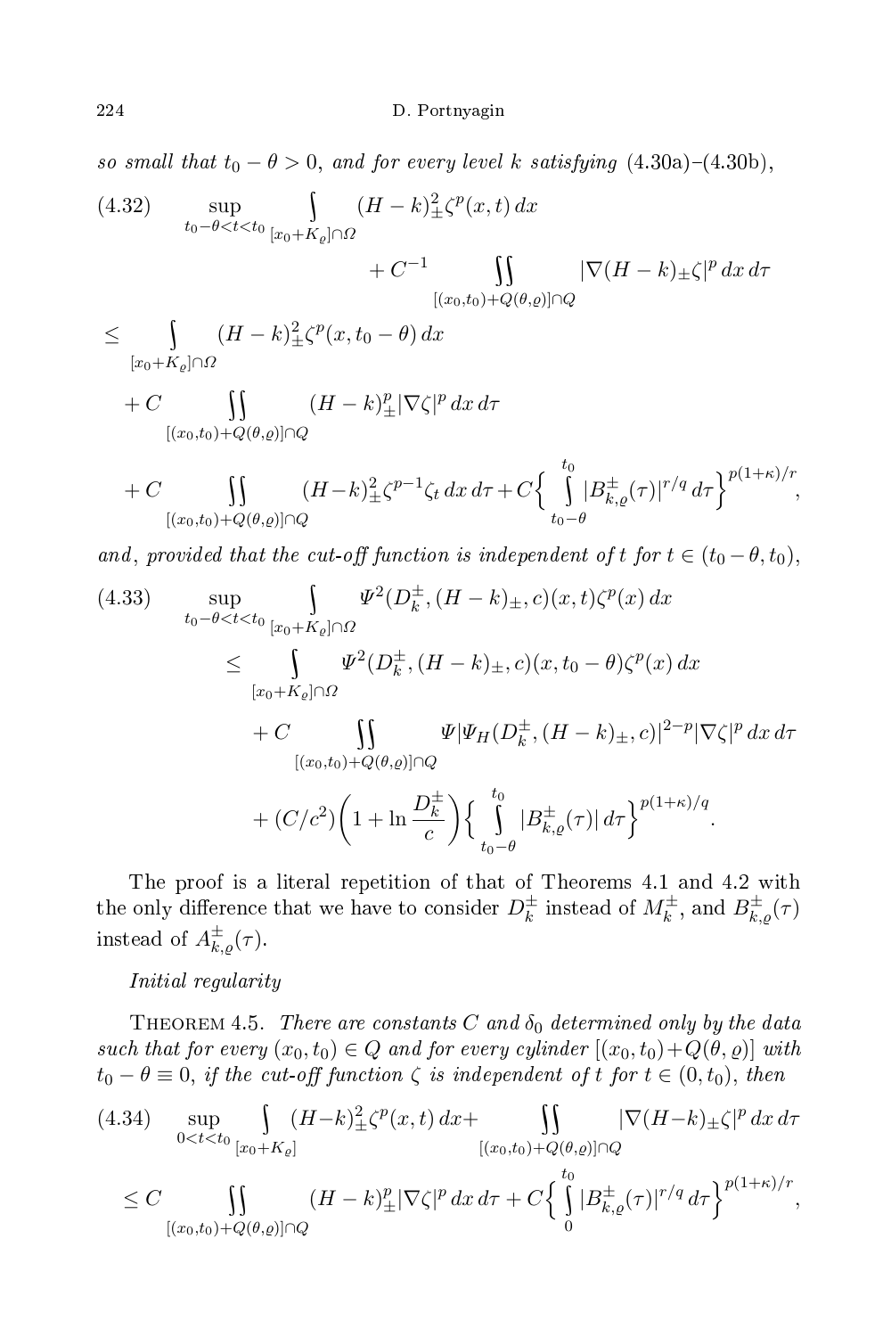*so small that* $t_0 - \theta > 0$, *and for every level* $k$ *satisfying* (4.30a)–(4.30b),

$$
\begin{aligned}
(4.32)\qquad & \sup_{t_0-\theta<t<t_0} \int_{[x_0+K_\varrho]\cap\Omega} (H-k)_\pm^2 \zeta^p(x,t)\,dx + C^{-1} \iint_{[(x_0,t_0)+Q(\theta,\varrho)]\cap Q} |\nabla (H-k)_\pm \zeta|^p \,dx\,d\tau \\
&\le \int_{[x_0+K_\varrho]\cap\Omega} (H-k)_\pm^2 \zeta^p(x,t_0-\theta)\,dx \\
&\quad + C \iint_{[(x_0,t_0)+Q(\theta,\varrho)]\cap Q} (H-k)_\pm^p |\nabla\zeta|^p\,dx\,d\tau \\
&\quad + C \iint_{[(x_0,t_0)+Q(\theta,\varrho)]\cap Q} (H-k)_\pm^2 \zeta^{p-1}\zeta_t\,dx\,d\tau + C\Big\{\int_{t_0-\theta}^{t_0} |B_{k,\varrho}^\pm(\tau)|^{r/q}\,d\tau\Big\}^{p(1+\kappa)/r},
\end{aligned}
$$

*and*, *provided that the cut-off function is independent of* $t$ *for* $t\in(t_0-\theta,t_0)$,

$$
\begin{aligned}
(4.33)\qquad & \sup_{t_0-\theta<t<t_0} \int_{[x_0+K_\varrho]\cap\Omega} \Psi^2(D_k^\pm,(H-k)_\pm,c)(x,t)\zeta^p(x)\,dx \\
&\le \int_{[x_0+K_\varrho]\cap\Omega} \Psi^2(D_k^\pm,(H-k)_\pm,c)(x,t_0-\theta)\zeta^p(x)\,dx \\
&\quad + C \iint_{[(x_0,t_0)+Q(\theta,\varrho)]\cap Q} \Psi|\Psi_H(D_k^\pm,(H-k)_\pm,c)|^{2-p}|\nabla\zeta|^p\,dx\,d\tau \\
&\quad + (C/c^2)\Big(1+\ln\frac{D_k^\pm}{c}\Big)\Big\{\int_{t_0-\theta}^{t_0} |B_{k,\varrho}^\pm(\tau)|\,d\tau\Big\}^{p(1+\kappa)/q}.
\end{aligned}
$$

The proof is a literal repetition of that of Theorems 4.1 and 4.2 with the only difference that we have to consider $D_k^\pm$ instead of $M_k^\pm$, and $B_{k,\varrho}^\pm(\tau)$ instead of $A_{k,\varrho}^\pm(\tau)$.

*Initial regularity*

THEOREM 4.5. *There are constants* $C$ *and* $\delta_0$ *determined only by the data such that for every* $(x_0,t_0)\in Q$ *and for every cylinder* $[(x_0,t_0)+Q(\theta,\varrho)]$ *with* $t_0-\theta\equiv 0$, *if the cut-off function* $\zeta$ *is independent of* $t$ *for* $t\in(0,t_0)$, *then*

$$
\begin{aligned}
(4.34)\qquad & \sup_{0<t<t_0} \int_{[x_0+K_\varrho]} (H-k)_\pm^2\zeta^p(x,t)\,dx + \iint_{[(x_0,t_0)+Q(\theta,\varrho)]\cap Q} |\nabla(H-k)_\pm\zeta|^p\,dx\,d\tau \\
&\le C \iint_{[(x_0,t_0)+Q(\theta,\varrho)]\cap Q} (H-k)_\pm^p|\nabla\zeta|^p\,dx\,d\tau + C\Big\{\int_0^{t_0} |B_{k,\varrho}^\pm(\tau)|^{r/q}\,d\tau\Big\}^{p(1+\kappa)/r},
\end{aligned}
$$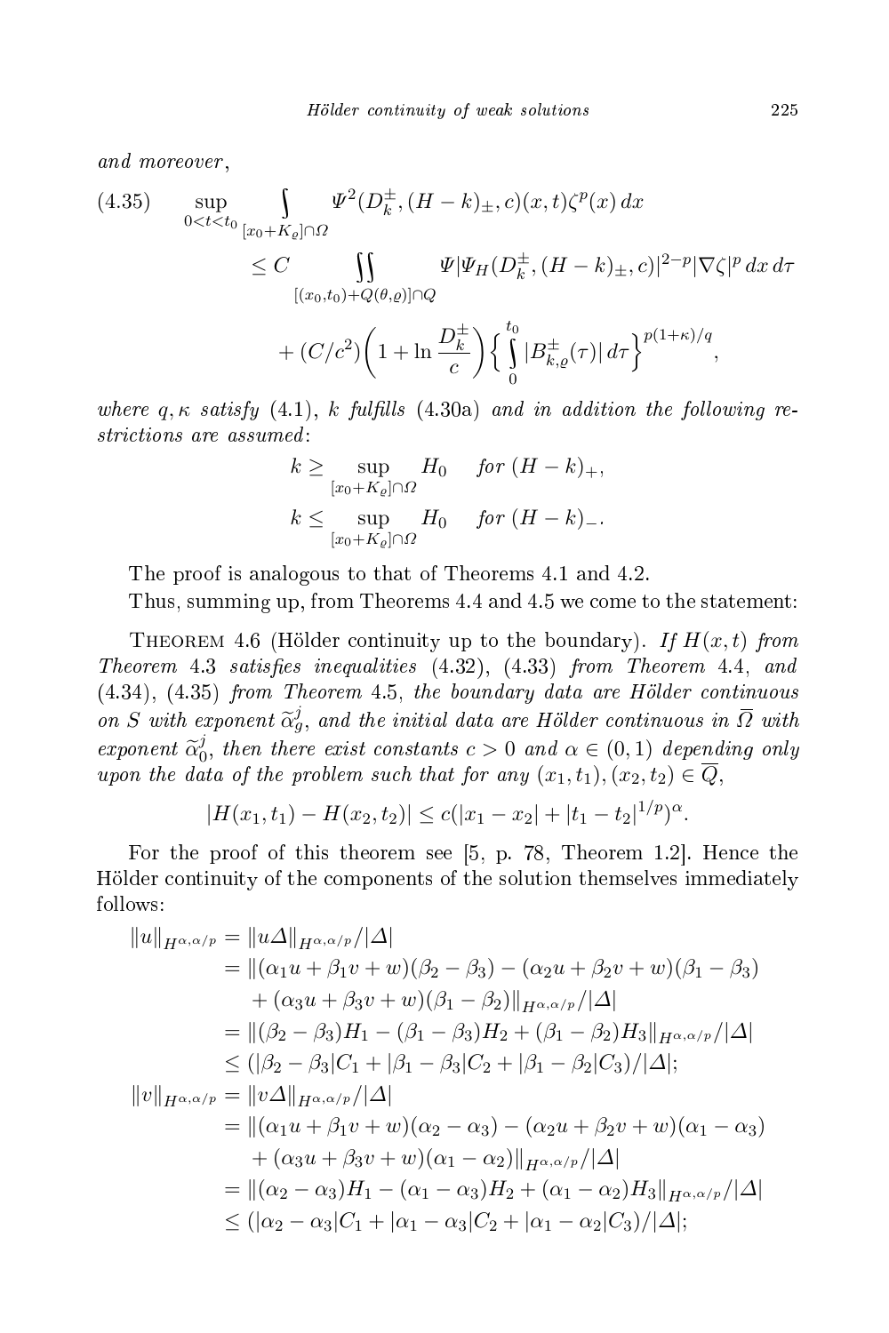*and moreover*,

$$
(4.35)\qquad \sup_{0<t<t_0} \int\limits_{[x_0+K_\varrho]\cap\Omega} \Psi^2(D_k^\pm,(H-k)_\pm,c)(x,t)\zeta^p(x)\,dx
\le C \iint\limits_{[(x_0,t_0)+Q(\theta,\varrho)]\cap Q} \Psi|\Psi_H(D_k^\pm,(H-k)_\pm,c)|^{2-p}|\nabla\zeta|^p\,dx\,d\tau
+ (C/c^2)\Big(1+\ln\frac{D_k^\pm}{c}\Big)\Big\{\int_0^{t_0}|B_{k,\varrho}^\pm(\tau)|\,d\tau\Big\}^{p(1+\kappa)/q},
$$

*where* $q,\kappa$ *satisfy* (4.1), $k$ *fulfills* (4.30a) *and in addition the following restrictions are assumed*:

$$
k \ge \sup_{[x_0+K_\varrho]\cap\Omega} H_0 \quad \textit{for } (H-k)_+,
$$
$$
k \le \sup_{[x_0+K_\varrho]\cap\Omega} H_0 \quad \textit{for } (H-k)_-.
$$

The proof is analogous to that of Theorems 4.1 and 4.2.

Thus, summing up, from Theorems 4.4 and 4.5 we come to the statement:

Theorem 4.6 (Hölder continuity up to the boundary). *If* $H(x,t)$ *from Theorem* 4.3 *satisfies inequalities* (4.32), (4.33) *from Theorem* 4.4, *and* (4.34), (4.35) *from Theorem* 4.5, *the boundary data are Hölder continuous on* $S$ *with exponent* $\widetilde{\alpha}_g^j$, *and the initial data are Hölder continuous in* $\overline{\Omega}$ *with exponent* $\widetilde{\alpha}_0^j$, *then there exist constants* $c>0$ *and* $\alpha\in(0,1)$ *depending only upon the data of the problem such that for any* $(x_1,t_1),(x_2,t_2)\in\overline{Q}$,

$$
|H(x_1,t_1)-H(x_2,t_2)| \le c(|x_1-x_2|+|t_1-t_2|^{1/p})^\alpha.
$$

For the proof of this theorem see [5, p. 78, Theorem 1.2]. Hence the Hölder continuity of the components of the solution themselves immediately follows:

$$
\begin{aligned}
\|u\|_{H^{\alpha,\alpha/p}} &= \|u\Delta\|_{H^{\alpha,\alpha/p}}/|\Delta| \\
&= \|(\alpha_1u+\beta_1v+w)(\beta_2-\beta_3)-(\alpha_2u+\beta_2v+w)(\beta_1-\beta_3) \\
&\quad +(\alpha_3u+\beta_3v+w)(\beta_1-\beta_2)\|_{H^{\alpha,\alpha/p}}/|\Delta| \\
&= \|(\beta_2-\beta_3)H_1-(\beta_1-\beta_3)H_2+(\beta_1-\beta_2)H_3\|_{H^{\alpha,\alpha/p}}/|\Delta| \\
&\le (|\beta_2-\beta_3|C_1+|\beta_1-\beta_3|C_2+|\beta_1-\beta_2|C_3)/|\Delta|; \\
\|v\|_{H^{\alpha,\alpha/p}} &= \|v\Delta\|_{H^{\alpha,\alpha/p}}/|\Delta| \\
&= \|(\alpha_1u+\beta_1v+w)(\alpha_2-\alpha_3)-(\alpha_2u+\beta_2v+w)(\alpha_1-\alpha_3) \\
&\quad +(\alpha_3u+\beta_3v+w)(\alpha_1-\alpha_2)\|_{H^{\alpha,\alpha/p}}/|\Delta| \\
&= \|(\alpha_2-\alpha_3)H_1-(\alpha_1-\alpha_3)H_2+(\alpha_1-\alpha_2)H_3\|_{H^{\alpha,\alpha/p}}/|\Delta| \\
&\le (|\alpha_2-\alpha_3|C_1+|\alpha_1-\alpha_3|C_2+|\alpha_1-\alpha_2|C_3)/|\Delta|;
\end{aligned}
$$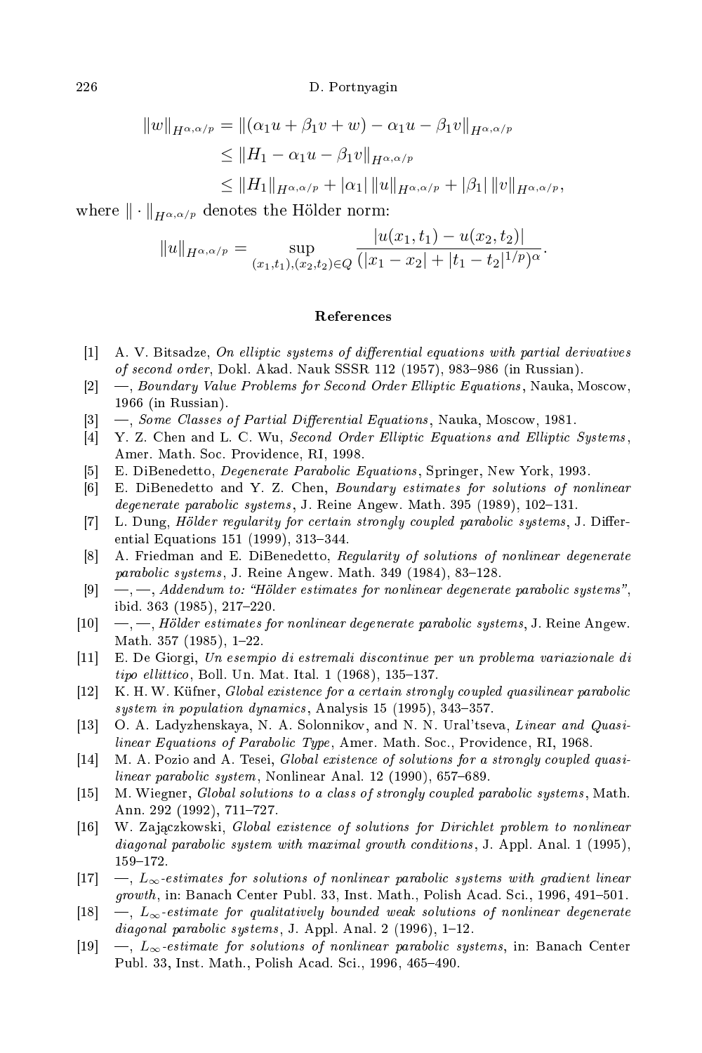$$
\begin{aligned}
\|w\|_{H^{\alpha,\alpha/p}} &= \|(\alpha_1 u + \beta_1 v + w) - \alpha_1 u - \beta_1 v\|_{H^{\alpha,\alpha/p}} \\
&\le \|H_1 - \alpha_1 u - \beta_1 v\|_{H^{\alpha,\alpha/p}} \\
&\le \|H_1\|_{H^{\alpha,\alpha/p}} + |\alpha_1|\,\|u\|_{H^{\alpha,\alpha/p}} + |\beta_1|\,\|v\|_{H^{\alpha,\alpha/p}},
\end{aligned}
$$

where $\|\cdot\|_{H^{\alpha,\alpha/p}}$ denotes the Hölder norm:

$$
\|u\|_{H^{\alpha,\alpha/p}} = \sup_{(x_1,t_1),(x_2,t_2)\in Q} \frac{|u(x_1,t_1) - u(x_2,t_2)|}{(|x_1 - x_2| + |t_1 - t_2|^{1/p})^{\alpha}}.
$$

## References

[1] A. V. Bitsadze, *On elliptic systems of differential equations with partial derivatives of second order*, Dokl. Akad. Nauk SSSR 112 (1957), 983–986 (in Russian).

[2] —, *Boundary Value Problems for Second Order Elliptic Equations*, Nauka, Moscow, 1966 (in Russian).

[3] —, *Some Classes of Partial Differential Equations*, Nauka, Moscow, 1981.

[4] Y. Z. Chen and L. C. Wu, *Second Order Elliptic Equations and Elliptic Systems*, Amer. Math. Soc. Providence, RI, 1998.

[5] E. DiBenedetto, *Degenerate Parabolic Equations*, Springer, New York, 1993.

[6] E. DiBenedetto and Y. Z. Chen, *Boundary estimates for solutions of nonlinear degenerate parabolic systems*, J. Reine Angew. Math. 395 (1989), 102–131.

[7] L. Dung, *Hölder regularity for certain strongly coupled parabolic systems*, J. Differential Equations 151 (1999), 313–344.

[8] A. Friedman and E. DiBenedetto, *Regularity of solutions of nonlinear degenerate parabolic systems*, J. Reine Angew. Math. 349 (1984), 83–128.

[9] —, —, *Addendum to: "Hölder estimates for nonlinear degenerate parabolic systems"*, ibid. 363 (1985), 217–220.

[10] —, —, *Hölder estimates for nonlinear degenerate parabolic systems*, J. Reine Angew. Math. 357 (1985), 1–22.

[11] E. De Giorgi, *Un esempio di estremali discontinue per un problema variazionale di tipo ellittico*, Boll. Un. Mat. Ital. 1 (1968), 135–137.

[12] K. H. W. Küfner, *Global existence for a certain strongly coupled quasilinear parabolic system in population dynamics*, Analysis 15 (1995), 343–357.

[13] O. A. Ladyzhenskaya, N. A. Solonnikov, and N. N. Ural'tseva, *Linear and Quasilinear Equations of Parabolic Type*, Amer. Math. Soc., Providence, RI, 1968.

[14] M. A. Pozio and A. Tesei, *Global existence of solutions for a strongly coupled quasilinear parabolic system*, Nonlinear Anal. 12 (1990), 657–689.

[15] M. Wiegner, *Global solutions to a class of strongly coupled parabolic systems*, Math. Ann. 292 (1992), 711–727.

[16] W. Zajączkowski, *Global existence of solutions for Dirichlet problem to nonlinear diagonal parabolic system with maximal growth conditions*, J. Appl. Anal. 1 (1995), 159–172.

[17] —, *$L_\infty$-estimates for solutions of nonlinear parabolic systems with gradient linear growth*, in: Banach Center Publ. 33, Inst. Math., Polish Acad. Sci., 1996, 491–501.

[18] —, *$L_\infty$-estimate for qualitatively bounded weak solutions of nonlinear degenerate diagonal parabolic systems*, J. Appl. Anal. 2 (1996), 1–12.

[19] —, *$L_\infty$-estimate for solutions of nonlinear parabolic systems*, in: Banach Center Publ. 33, Inst. Math., Polish Acad. Sci., 1996, 465–490.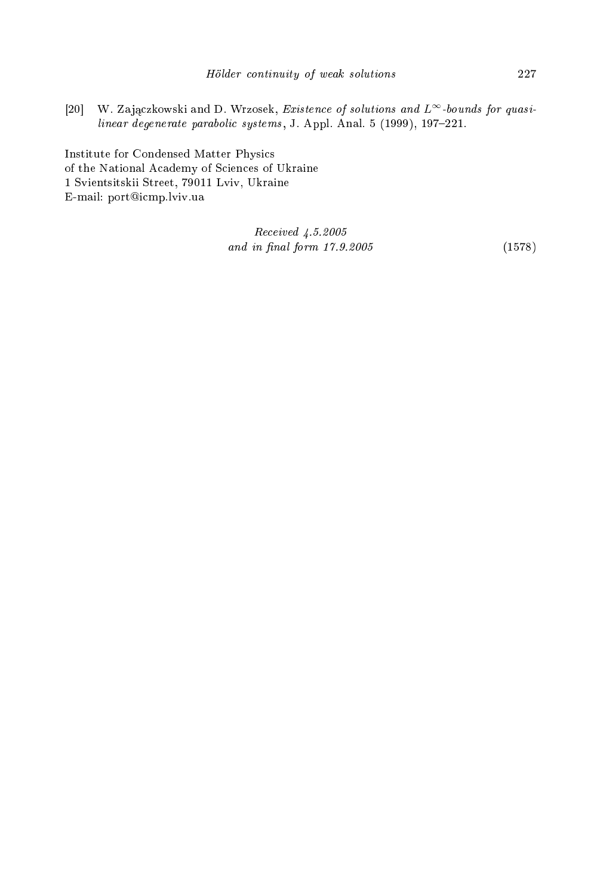[20] W. Zajączkowski and D. Wrzosek, *Existence of solutions and $L^\infty$-bounds for quasilinear degenerate parabolic systems*, J. Appl. Anal. 5 (1999), 197–221.

Institute for Condensed Matter Physics
of the National Academy of Sciences of Ukraine
1 Svientsitskii Street, 79011 Lviv, Ukraine
E-mail: port@icmp.lviv.ua

*Received 4.5.2005*
*and in final form 17.9.2005* (1578)